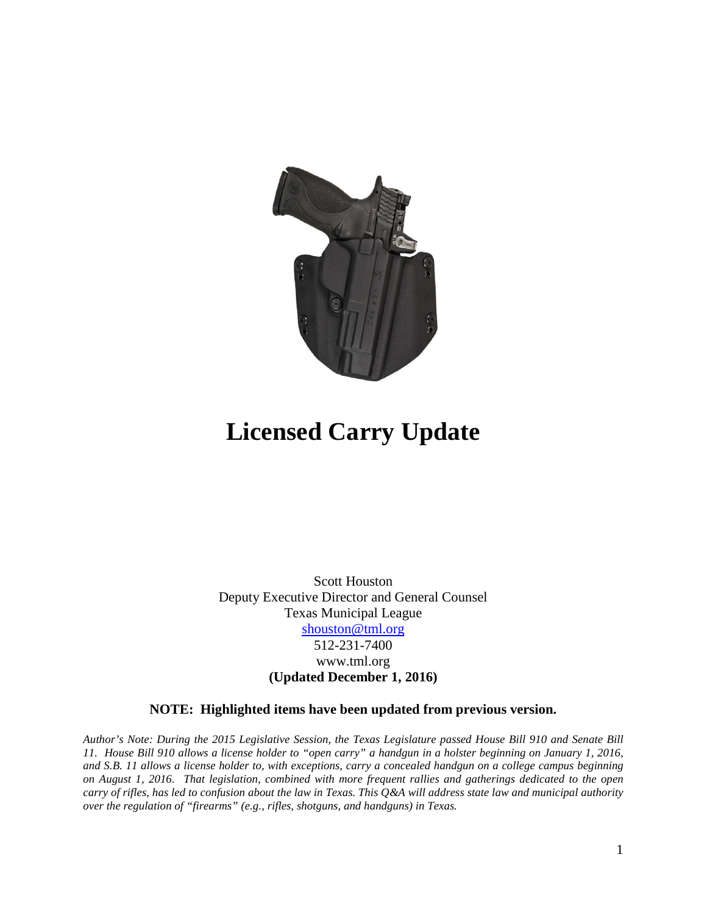# Licensed Carry Update

Scott Houston
Deputy Executive Director and General Counsel
Texas Municipal League
shouston@tml.org
512-231-7400
www.tml.org
**(Updated December 1, 2016)**

**NOTE: Highlighted items have been updated from previous version.**

*Author's Note: During the 2015 Legislative Session, the Texas Legislature passed House Bill 910 and Senate Bill 11. House Bill 910 allows a license holder to "open carry" a handgun in a holster beginning on January 1, 2016, and S.B. 11 allows a license holder to, with exceptions, carry a concealed handgun on a college campus beginning on August 1, 2016. That legislation, combined with more frequent rallies and gatherings dedicated to the open carry of rifles, has led to confusion about the law in Texas. This Q&A will address state law and municipal authority over the regulation of "firearms" (e.g., rifles, shotguns, and handguns) in Texas.*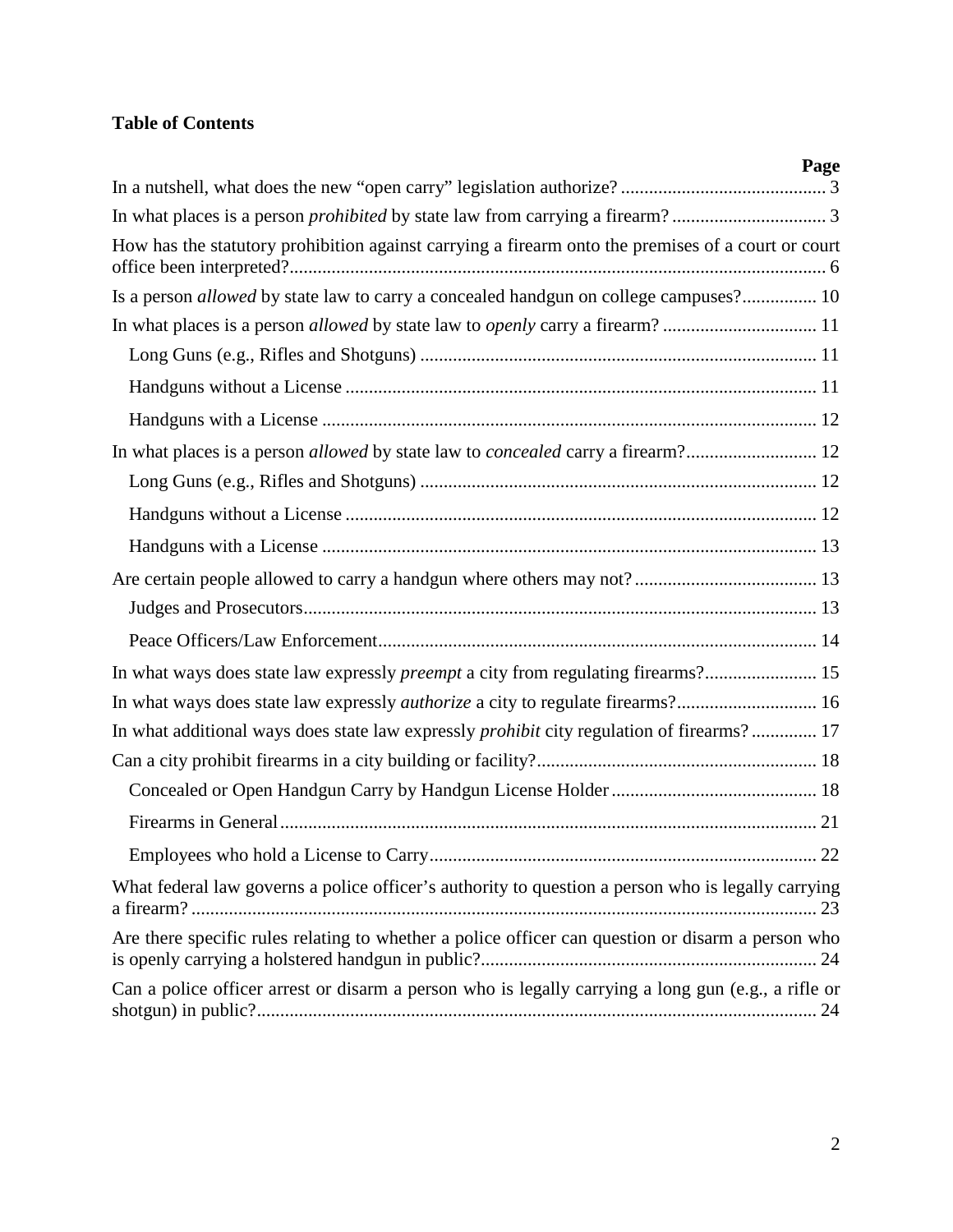**Table of Contents**

| | Page |
|---|---|
| In a nutshell, what does the new "open carry" legislation authorize? | 3 |
| In what places is a person *prohibited* by state law from carrying a firearm? | 3 |
| How has the statutory prohibition against carrying a firearm onto the premises of a court or court office been interpreted? | 6 |
| Is a person *allowed* by state law to carry a concealed handgun on college campuses? | 10 |
| In what places is a person *allowed* by state law to *openly* carry a firearm? | 11 |
| Long Guns (e.g., Rifles and Shotguns) | 11 |
| Handguns without a License | 11 |
| Handguns with a License | 12 |
| In what places is a person *allowed* by state law to *concealed* carry a firearm? | 12 |
| Long Guns (e.g., Rifles and Shotguns) | 12 |
| Handguns without a License | 12 |
| Handguns with a License | 13 |
| Are certain people allowed to carry a handgun where others may not? | 13 |
| Judges and Prosecutors | 13 |
| Peace Officers/Law Enforcement | 14 |
| In what ways does state law expressly *preempt* a city from regulating firearms? | 15 |
| In what ways does state law expressly *authorize* a city to regulate firearms? | 16 |
| In what additional ways does state law expressly *prohibit* city regulation of firearms? | 17 |
| Can a city prohibit firearms in a city building or facility? | 18 |
| Concealed or Open Handgun Carry by Handgun License Holder | 18 |
| Firearms in General | 21 |
| Employees who hold a License to Carry | 22 |
| What federal law governs a police officer's authority to question a person who is legally carrying a firearm? | 23 |
| Are there specific rules relating to whether a police officer can question or disarm a person who is openly carrying a holstered handgun in public? | 24 |
| Can a police officer arrest or disarm a person who is legally carrying a long gun (e.g., a rifle or shotgun) in public? | 24 |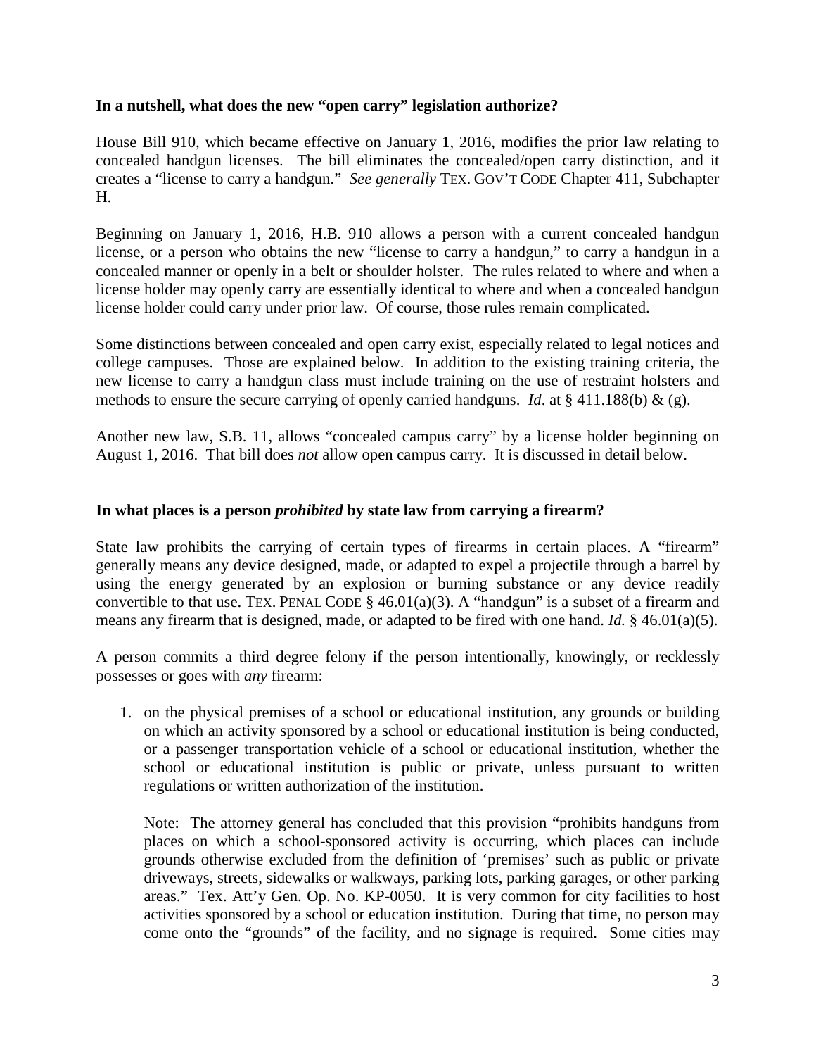**In a nutshell, what does the new "open carry" legislation authorize?**

House Bill 910, which became effective on January 1, 2016, modifies the prior law relating to concealed handgun licenses. The bill eliminates the concealed/open carry distinction, and it creates a "license to carry a handgun." *See generally* TEX. GOV'T CODE Chapter 411, Subchapter H.

Beginning on January 1, 2016, H.B. 910 allows a person with a current concealed handgun license, or a person who obtains the new "license to carry a handgun," to carry a handgun in a concealed manner or openly in a belt or shoulder holster. The rules related to where and when a license holder may openly carry are essentially identical to where and when a concealed handgun license holder could carry under prior law. Of course, those rules remain complicated.

Some distinctions between concealed and open carry exist, especially related to legal notices and college campuses. Those are explained below. In addition to the existing training criteria, the new license to carry a handgun class must include training on the use of restraint holsters and methods to ensure the secure carrying of openly carried handguns. *Id*. at § 411.188(b) & (g).

Another new law, S.B. 11, allows "concealed campus carry" by a license holder beginning on August 1, 2016. That bill does *not* allow open campus carry. It is discussed in detail below.

**In what places is a person *prohibited* by state law from carrying a firearm?**

State law prohibits the carrying of certain types of firearms in certain places. A "firearm" generally means any device designed, made, or adapted to expel a projectile through a barrel by using the energy generated by an explosion or burning substance or any device readily convertible to that use. TEX. PENAL CODE § 46.01(a)(3). A "handgun" is a subset of a firearm and means any firearm that is designed, made, or adapted to be fired with one hand. *Id.* § 46.01(a)(5).

A person commits a third degree felony if the person intentionally, knowingly, or recklessly possesses or goes with *any* firearm:

1. on the physical premises of a school or educational institution, any grounds or building on which an activity sponsored by a school or educational institution is being conducted, or a passenger transportation vehicle of a school or educational institution, whether the school or educational institution is public or private, unless pursuant to written regulations or written authorization of the institution.

   Note: The attorney general has concluded that this provision "prohibits handguns from places on which a school-sponsored activity is occurring, which places can include grounds otherwise excluded from the definition of 'premises' such as public or private driveways, streets, sidewalks or walkways, parking lots, parking garages, or other parking areas." Tex. Att'y Gen. Op. No. KP-0050. It is very common for city facilities to host activities sponsored by a school or education institution. During that time, no person may come onto the "grounds" of the facility, and no signage is required. Some cities may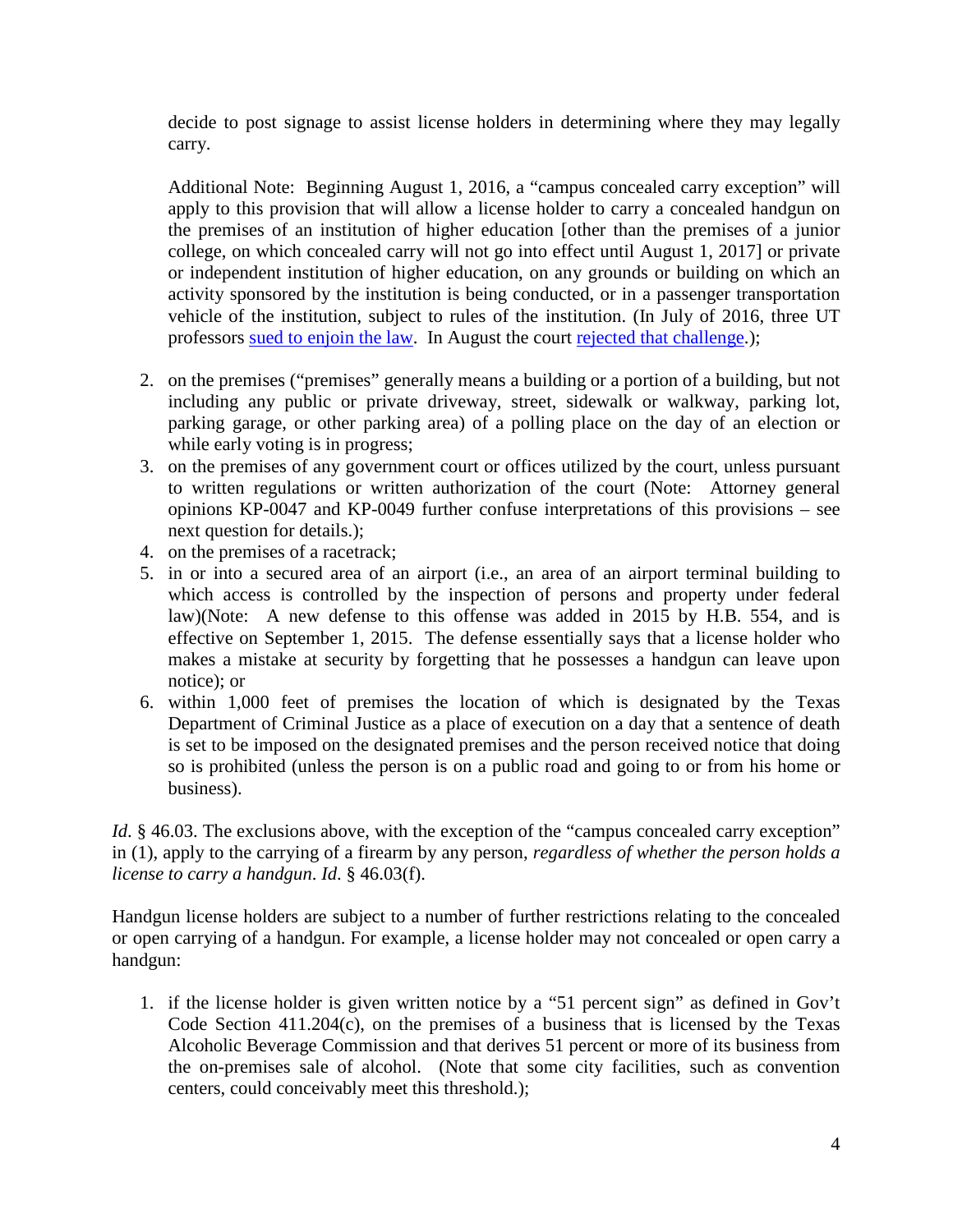decide to post signage to assist license holders in determining where they may legally carry.

Additional Note: Beginning August 1, 2016, a "campus concealed carry exception" will apply to this provision that will allow a license holder to carry a concealed handgun on the premises of an institution of higher education [other than the premises of a junior college, on which concealed carry will not go into effect until August 1, 2017] or private or independent institution of higher education, on any grounds or building on which an activity sponsored by the institution is being conducted, or in a passenger transportation vehicle of the institution, subject to rules of the institution. (In July of 2016, three UT professors sued to enjoin the law. In August the court rejected that challenge.);

2. on the premises ("premises" generally means a building or a portion of a building, but not including any public or private driveway, street, sidewalk or walkway, parking lot, parking garage, or other parking area) of a polling place on the day of an election or while early voting is in progress;
3. on the premises of any government court or offices utilized by the court, unless pursuant to written regulations or written authorization of the court (Note: Attorney general opinions KP-0047 and KP-0049 further confuse interpretations of this provisions – see next question for details.);
4. on the premises of a racetrack;
5. in or into a secured area of an airport (i.e., an area of an airport terminal building to which access is controlled by the inspection of persons and property under federal law)(Note: A new defense to this offense was added in 2015 by H.B. 554, and is effective on September 1, 2015. The defense essentially says that a license holder who makes a mistake at security by forgetting that he possesses a handgun can leave upon notice); or
6. within 1,000 feet of premises the location of which is designated by the Texas Department of Criminal Justice as a place of execution on a day that a sentence of death is set to be imposed on the designated premises and the person received notice that doing so is prohibited (unless the person is on a public road and going to or from his home or business).

*Id.* § 46.03. The exclusions above, with the exception of the "campus concealed carry exception" in (1), apply to the carrying of a firearm by any person, *regardless of whether the person holds a license to carry a handgun*. *Id.* § 46.03(f).

Handgun license holders are subject to a number of further restrictions relating to the concealed or open carrying of a handgun. For example, a license holder may not concealed or open carry a handgun:

1. if the license holder is given written notice by a "51 percent sign" as defined in Gov't Code Section 411.204(c), on the premises of a business that is licensed by the Texas Alcoholic Beverage Commission and that derives 51 percent or more of its business from the on-premises sale of alcohol. (Note that some city facilities, such as convention centers, could conceivably meet this threshold.);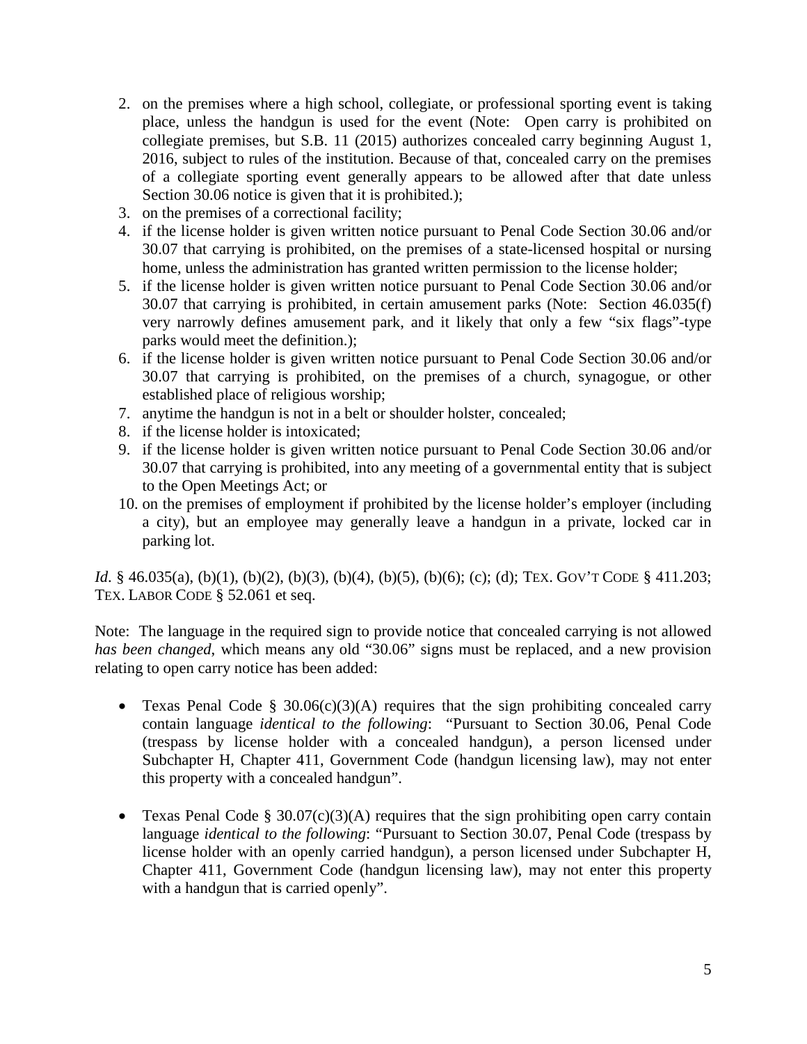2. on the premises where a high school, collegiate, or professional sporting event is taking place, unless the handgun is used for the event (Note: Open carry is prohibited on collegiate premises, but S.B. 11 (2015) authorizes concealed carry beginning August 1, 2016, subject to rules of the institution. Because of that, concealed carry on the premises of a collegiate sporting event generally appears to be allowed after that date unless Section 30.06 notice is given that it is prohibited.);
3. on the premises of a correctional facility;
4. if the license holder is given written notice pursuant to Penal Code Section 30.06 and/or 30.07 that carrying is prohibited, on the premises of a state-licensed hospital or nursing home, unless the administration has granted written permission to the license holder;
5. if the license holder is given written notice pursuant to Penal Code Section 30.06 and/or 30.07 that carrying is prohibited, in certain amusement parks (Note: Section 46.035(f) very narrowly defines amusement park, and it likely that only a few "six flags"-type parks would meet the definition.);
6. if the license holder is given written notice pursuant to Penal Code Section 30.06 and/or 30.07 that carrying is prohibited, on the premises of a church, synagogue, or other established place of religious worship;
7. anytime the handgun is not in a belt or shoulder holster, concealed;
8. if the license holder is intoxicated;
9. if the license holder is given written notice pursuant to Penal Code Section 30.06 and/or 30.07 that carrying is prohibited, into any meeting of a governmental entity that is subject to the Open Meetings Act; or
10. on the premises of employment if prohibited by the license holder's employer (including a city), but an employee may generally leave a handgun in a private, locked car in parking lot.

*Id.* § 46.035(a), (b)(1), (b)(2), (b)(3), (b)(4), (b)(5), (b)(6); (c); (d); TEX. GOV'T CODE § 411.203; TEX. LABOR CODE § 52.061 et seq.

Note: The language in the required sign to provide notice that concealed carrying is not allowed *has been changed*, which means any old "30.06" signs must be replaced, and a new provision relating to open carry notice has been added:

- Texas Penal Code § 30.06(c)(3)(A) requires that the sign prohibiting concealed carry contain language *identical to the following*: "Pursuant to Section 30.06, Penal Code (trespass by license holder with a concealed handgun), a person licensed under Subchapter H, Chapter 411, Government Code (handgun licensing law), may not enter this property with a concealed handgun".

- Texas Penal Code § 30.07(c)(3)(A) requires that the sign prohibiting open carry contain language *identical to the following*: "Pursuant to Section 30.07, Penal Code (trespass by license holder with an openly carried handgun), a person licensed under Subchapter H, Chapter 411, Government Code (handgun licensing law), may not enter this property with a handgun that is carried openly".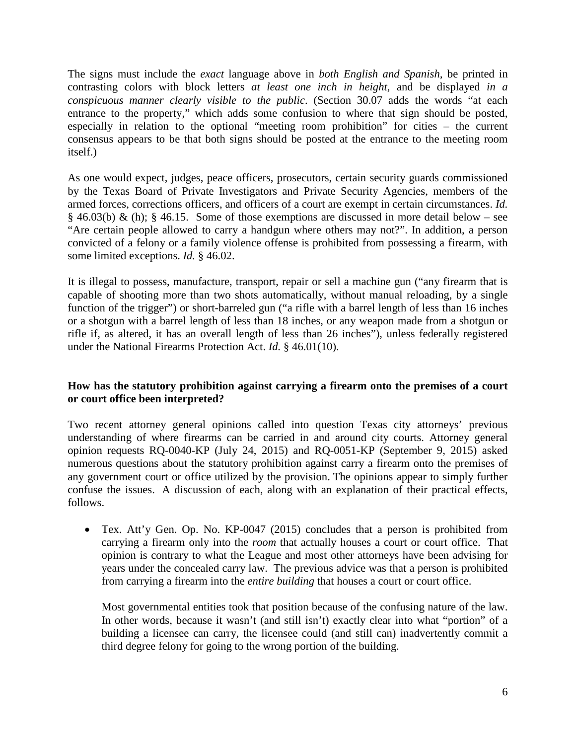The signs must include the *exact* language above in *both English and Spanish*, be printed in contrasting colors with block letters *at least one inch in height*, and be displayed *in a conspicuous manner clearly visible to the public*. (Section 30.07 adds the words "at each entrance to the property," which adds some confusion to where that sign should be posted, especially in relation to the optional "meeting room prohibition" for cities – the current consensus appears to be that both signs should be posted at the entrance to the meeting room itself.)

As one would expect, judges, peace officers, prosecutors, certain security guards commissioned by the Texas Board of Private Investigators and Private Security Agencies, members of the armed forces, corrections officers, and officers of a court are exempt in certain circumstances. *Id.* § 46.03(b) & (h); § 46.15. Some of those exemptions are discussed in more detail below – see "Are certain people allowed to carry a handgun where others may not?". In addition, a person convicted of a felony or a family violence offense is prohibited from possessing a firearm, with some limited exceptions. *Id.* § 46.02.

It is illegal to possess, manufacture, transport, repair or sell a machine gun ("any firearm that is capable of shooting more than two shots automatically, without manual reloading, by a single function of the trigger") or short-barreled gun ("a rifle with a barrel length of less than 16 inches or a shotgun with a barrel length of less than 18 inches, or any weapon made from a shotgun or rifle if, as altered, it has an overall length of less than 26 inches"), unless federally registered under the National Firearms Protection Act. *Id.* § 46.01(10).

**How has the statutory prohibition against carrying a firearm onto the premises of a court or court office been interpreted?**

Two recent attorney general opinions called into question Texas city attorneys' previous understanding of where firearms can be carried in and around city courts. Attorney general opinion requests RQ-0040-KP (July 24, 2015) and RQ-0051-KP (September 9, 2015) asked numerous questions about the statutory prohibition against carry a firearm onto the premises of any government court or office utilized by the provision. The opinions appear to simply further confuse the issues. A discussion of each, along with an explanation of their practical effects, follows.

- Tex. Att'y Gen. Op. No. KP-0047 (2015) concludes that a person is prohibited from carrying a firearm only into the *room* that actually houses a court or court office. That opinion is contrary to what the League and most other attorneys have been advising for years under the concealed carry law. The previous advice was that a person is prohibited from carrying a firearm into the *entire building* that houses a court or court office.

  Most governmental entities took that position because of the confusing nature of the law. In other words, because it wasn't (and still isn't) exactly clear into what "portion" of a building a licensee can carry, the licensee could (and still can) inadvertently commit a third degree felony for going to the wrong portion of the building.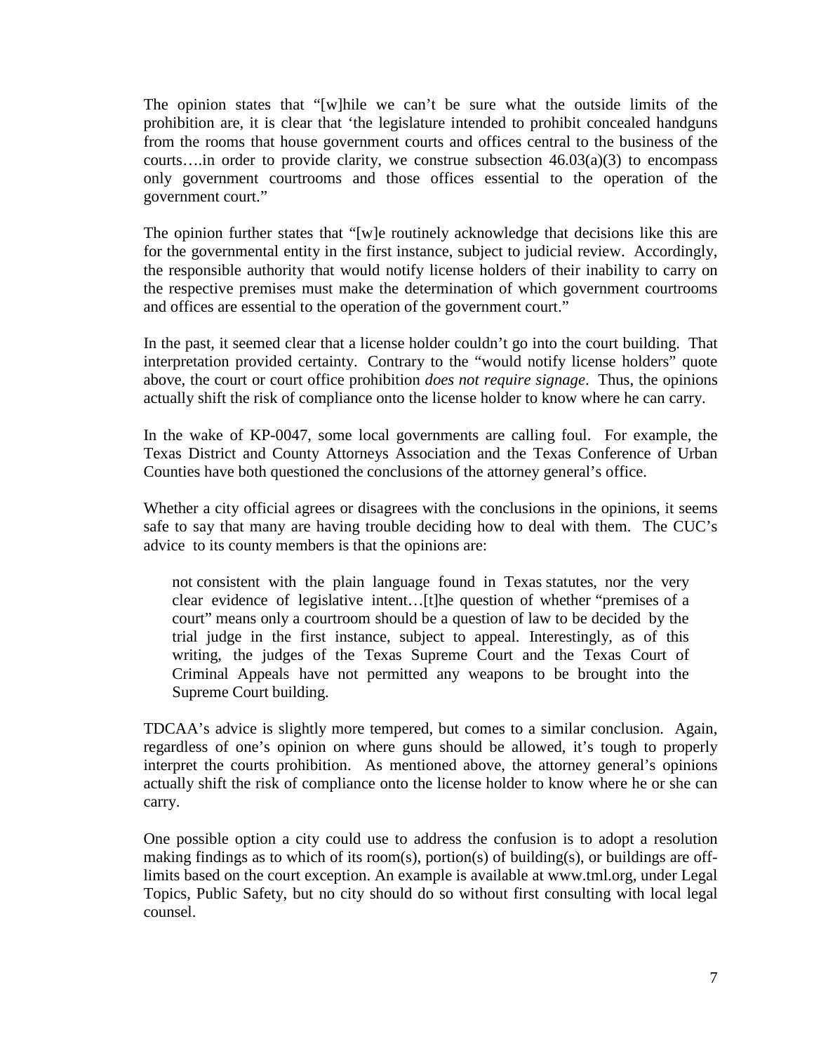The opinion states that "[w]hile we can't be sure what the outside limits of the prohibition are, it is clear that 'the legislature intended to prohibit concealed handguns from the rooms that house government courts and offices central to the business of the courts….in order to provide clarity, we construe subsection 46.03(a)(3) to encompass only government courtrooms and those offices essential to the operation of the government court."

The opinion further states that "[w]e routinely acknowledge that decisions like this are for the governmental entity in the first instance, subject to judicial review. Accordingly, the responsible authority that would notify license holders of their inability to carry on the respective premises must make the determination of which government courtrooms and offices are essential to the operation of the government court."

In the past, it seemed clear that a license holder couldn't go into the court building. That interpretation provided certainty. Contrary to the "would notify license holders" quote above, the court or court office prohibition *does not require signage*. Thus, the opinions actually shift the risk of compliance onto the license holder to know where he can carry.

In the wake of KP-0047, some local governments are calling foul. For example, the Texas District and County Attorneys Association and the Texas Conference of Urban Counties have both questioned the conclusions of the attorney general's office.

Whether a city official agrees or disagrees with the conclusions in the opinions, it seems safe to say that many are having trouble deciding how to deal with them. The CUC's advice to its county members is that the opinions are:

> not consistent with the plain language found in Texas statutes, nor the very clear evidence of legislative intent…[t]he question of whether "premises of a court" means only a courtroom should be a question of law to be decided by the trial judge in the first instance, subject to appeal. Interestingly, as of this writing, the judges of the Texas Supreme Court and the Texas Court of Criminal Appeals have not permitted any weapons to be brought into the Supreme Court building.

TDCAA's advice is slightly more tempered, but comes to a similar conclusion. Again, regardless of one's opinion on where guns should be allowed, it's tough to properly interpret the courts prohibition. As mentioned above, the attorney general's opinions actually shift the risk of compliance onto the license holder to know where he or she can carry.

One possible option a city could use to address the confusion is to adopt a resolution making findings as to which of its room(s), portion(s) of building(s), or buildings are off-limits based on the court exception. An example is available at www.tml.org, under Legal Topics, Public Safety, but no city should do so without first consulting with local legal counsel.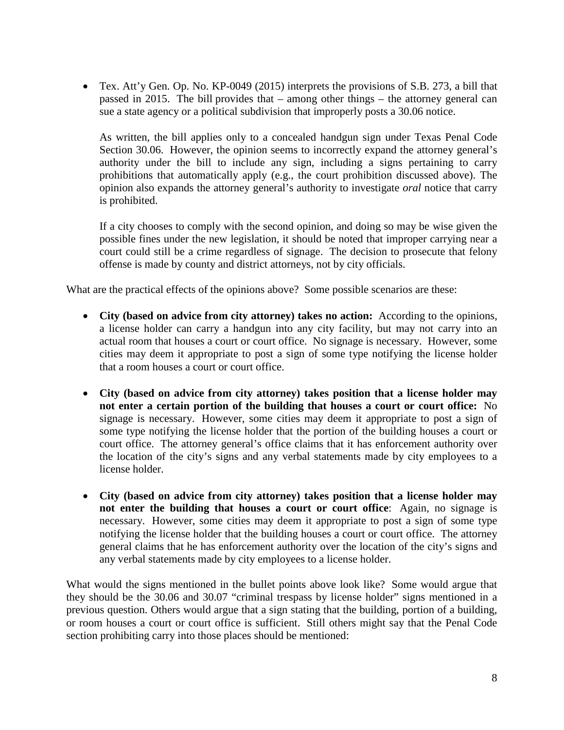- Tex. Att'y Gen. Op. No. KP-0049 (2015) interprets the provisions of S.B. 273, a bill that passed in 2015. The bill provides that – among other things – the attorney general can sue a state agency or a political subdivision that improperly posts a 30.06 notice.

  As written, the bill applies only to a concealed handgun sign under Texas Penal Code Section 30.06. However, the opinion seems to incorrectly expand the attorney general's authority under the bill to include any sign, including a signs pertaining to carry prohibitions that automatically apply (e.g., the court prohibition discussed above). The opinion also expands the attorney general's authority to investigate *oral* notice that carry is prohibited.

  If a city chooses to comply with the second opinion, and doing so may be wise given the possible fines under the new legislation, it should be noted that improper carrying near a court could still be a crime regardless of signage. The decision to prosecute that felony offense is made by county and district attorneys, not by city officials.

What are the practical effects of the opinions above? Some possible scenarios are these:

- **City (based on advice from city attorney) takes no action:** According to the opinions, a license holder can carry a handgun into any city facility, but may not carry into an actual room that houses a court or court office. No signage is necessary. However, some cities may deem it appropriate to post a sign of some type notifying the license holder that a room houses a court or court office.

- **City (based on advice from city attorney) takes position that a license holder may not enter a certain portion of the building that houses a court or court office:** No signage is necessary. However, some cities may deem it appropriate to post a sign of some type notifying the license holder that the portion of the building houses a court or court office. The attorney general's office claims that it has enforcement authority over the location of the city's signs and any verbal statements made by city employees to a license holder.

- **City (based on advice from city attorney) takes position that a license holder may not enter the building that houses a court or court office**: Again, no signage is necessary. However, some cities may deem it appropriate to post a sign of some type notifying the license holder that the building houses a court or court office. The attorney general claims that he has enforcement authority over the location of the city's signs and any verbal statements made by city employees to a license holder.

What would the signs mentioned in the bullet points above look like? Some would argue that they should be the 30.06 and 30.07 "criminal trespass by license holder" signs mentioned in a previous question. Others would argue that a sign stating that the building, portion of a building, or room houses a court or court office is sufficient. Still others might say that the Penal Code section prohibiting carry into those places should be mentioned: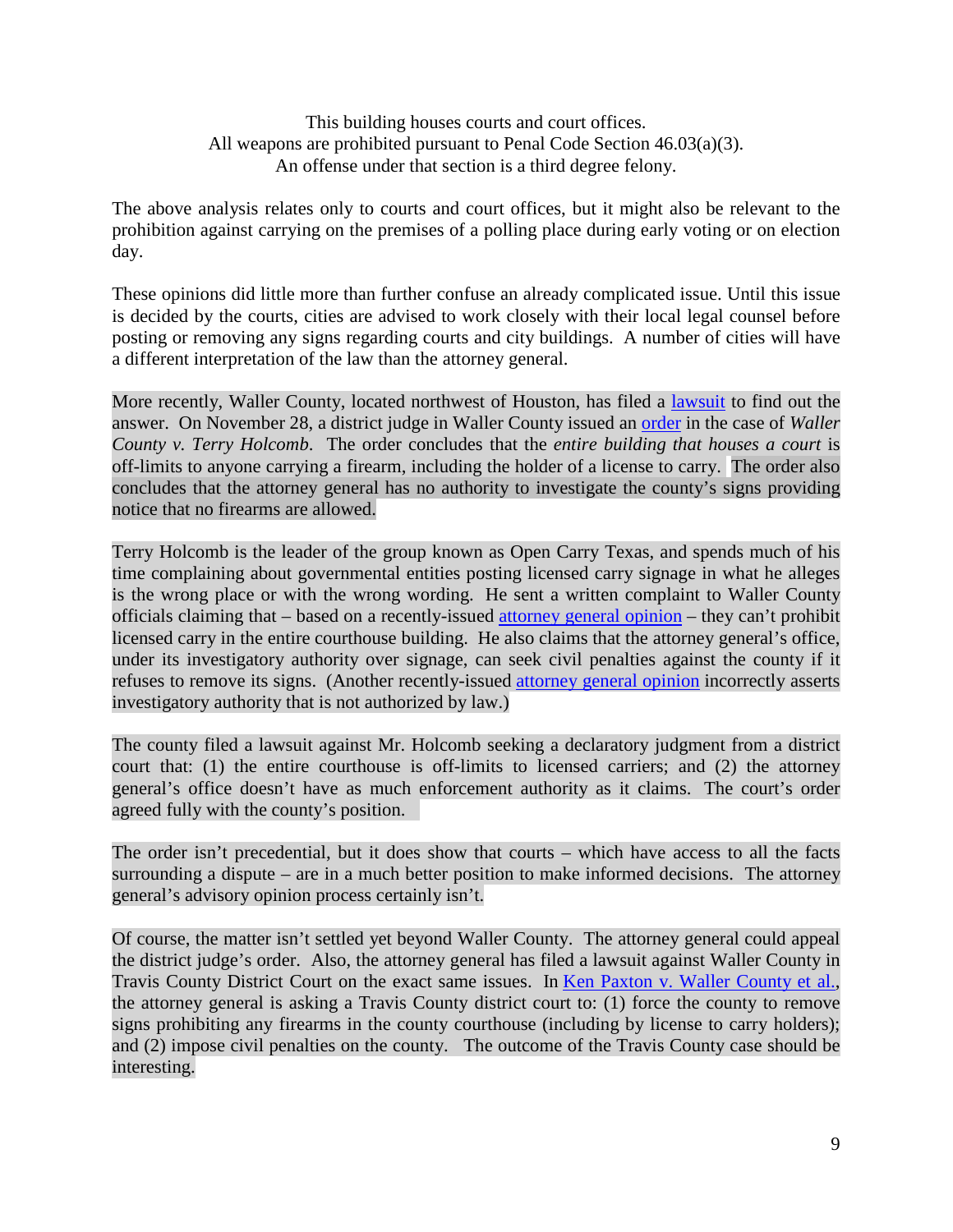This building houses courts and court offices.  
All weapons are prohibited pursuant to Penal Code Section 46.03(a)(3).  
An offense under that section is a third degree felony.

The above analysis relates only to courts and court offices, but it might also be relevant to the prohibition against carrying on the premises of a polling place during early voting or on election day.

These opinions did little more than further confuse an already complicated issue. Until this issue is decided by the courts, cities are advised to work closely with their local legal counsel before posting or removing any signs regarding courts and city buildings. A number of cities will have a different interpretation of the law than the attorney general.

More recently, Waller County, located northwest of Houston, has filed a lawsuit to find out the answer. On November 28, a district judge in Waller County issued an order in the case of *Waller County v. Terry Holcomb*. The order concludes that the *entire building that houses a court* is off-limits to anyone carrying a firearm, including the holder of a license to carry. The order also concludes that the attorney general has no authority to investigate the county's signs providing notice that no firearms are allowed.

Terry Holcomb is the leader of the group known as Open Carry Texas, and spends much of his time complaining about governmental entities posting licensed carry signage in what he alleges is the wrong place or with the wrong wording. He sent a written complaint to Waller County officials claiming that – based on a recently-issued attorney general opinion – they can't prohibit licensed carry in the entire courthouse building. He also claims that the attorney general's office, under its investigatory authority over signage, can seek civil penalties against the county if it refuses to remove its signs. (Another recently-issued attorney general opinion incorrectly asserts investigatory authority that is not authorized by law.)

The county filed a lawsuit against Mr. Holcomb seeking a declaratory judgment from a district court that: (1) the entire courthouse is off-limits to licensed carriers; and (2) the attorney general's office doesn't have as much enforcement authority as it claims. The court's order agreed fully with the county's position.

The order isn't precedential, but it does show that courts – which have access to all the facts surrounding a dispute – are in a much better position to make informed decisions. The attorney general's advisory opinion process certainly isn't.

Of course, the matter isn't settled yet beyond Waller County. The attorney general could appeal the district judge's order. Also, the attorney general has filed a lawsuit against Waller County in Travis County District Court on the exact same issues. In Ken Paxton v. Waller County et al., the attorney general is asking a Travis County district court to: (1) force the county to remove signs prohibiting any firearms in the county courthouse (including by license to carry holders); and (2) impose civil penalties on the county. The outcome of the Travis County case should be interesting.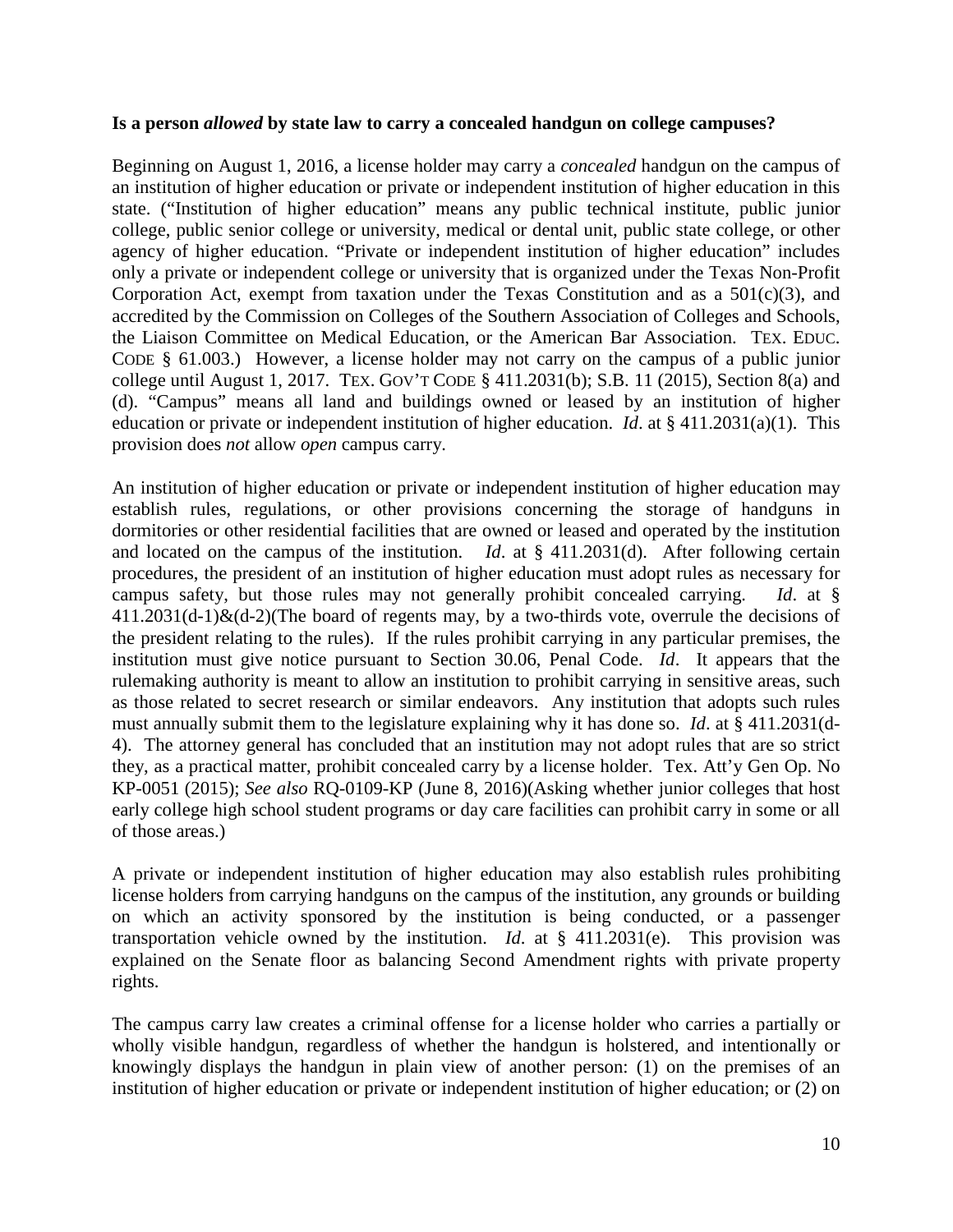**Is a person *allowed* by state law to carry a concealed handgun on college campuses?**

Beginning on August 1, 2016, a license holder may carry a *concealed* handgun on the campus of an institution of higher education or private or independent institution of higher education in this state. ("Institution of higher education" means any public technical institute, public junior college, public senior college or university, medical or dental unit, public state college, or other agency of higher education. "Private or independent institution of higher education" includes only a private or independent college or university that is organized under the Texas Non-Profit Corporation Act, exempt from taxation under the Texas Constitution and as a 501(c)(3), and accredited by the Commission on Colleges of the Southern Association of Colleges and Schools, the Liaison Committee on Medical Education, or the American Bar Association. TEX. EDUC. CODE § 61.003.) However, a license holder may not carry on the campus of a public junior college until August 1, 2017. TEX. GOV'T CODE § 411.2031(b); S.B. 11 (2015), Section 8(a) and (d). "Campus" means all land and buildings owned or leased by an institution of higher education or private or independent institution of higher education. *Id*. at § 411.2031(a)(1). This provision does *not* allow *open* campus carry.

An institution of higher education or private or independent institution of higher education may establish rules, regulations, or other provisions concerning the storage of handguns in dormitories or other residential facilities that are owned or leased and operated by the institution and located on the campus of the institution. *Id*. at § 411.2031(d). After following certain procedures, the president of an institution of higher education must adopt rules as necessary for campus safety, but those rules may not generally prohibit concealed carrying. *Id*. at § 411.2031(d-1)&(d-2)(The board of regents may, by a two-thirds vote, overrule the decisions of the president relating to the rules). If the rules prohibit carrying in any particular premises, the institution must give notice pursuant to Section 30.06, Penal Code. *Id*. It appears that the rulemaking authority is meant to allow an institution to prohibit carrying in sensitive areas, such as those related to secret research or similar endeavors. Any institution that adopts such rules must annually submit them to the legislature explaining why it has done so. *Id*. at § 411.2031(d-4). The attorney general has concluded that an institution may not adopt rules that are so strict they, as a practical matter, prohibit concealed carry by a license holder. Tex. Att'y Gen Op. No KP-0051 (2015); *See also* RQ-0109-KP (June 8, 2016)(Asking whether junior colleges that host early college high school student programs or day care facilities can prohibit carry in some or all of those areas.)

A private or independent institution of higher education may also establish rules prohibiting license holders from carrying handguns on the campus of the institution, any grounds or building on which an activity sponsored by the institution is being conducted, or a passenger transportation vehicle owned by the institution. *Id.* at § 411.2031(e). This provision was explained on the Senate floor as balancing Second Amendment rights with private property rights.

The campus carry law creates a criminal offense for a license holder who carries a partially or wholly visible handgun, regardless of whether the handgun is holstered, and intentionally or knowingly displays the handgun in plain view of another person: (1) on the premises of an institution of higher education or private or independent institution of higher education; or (2) on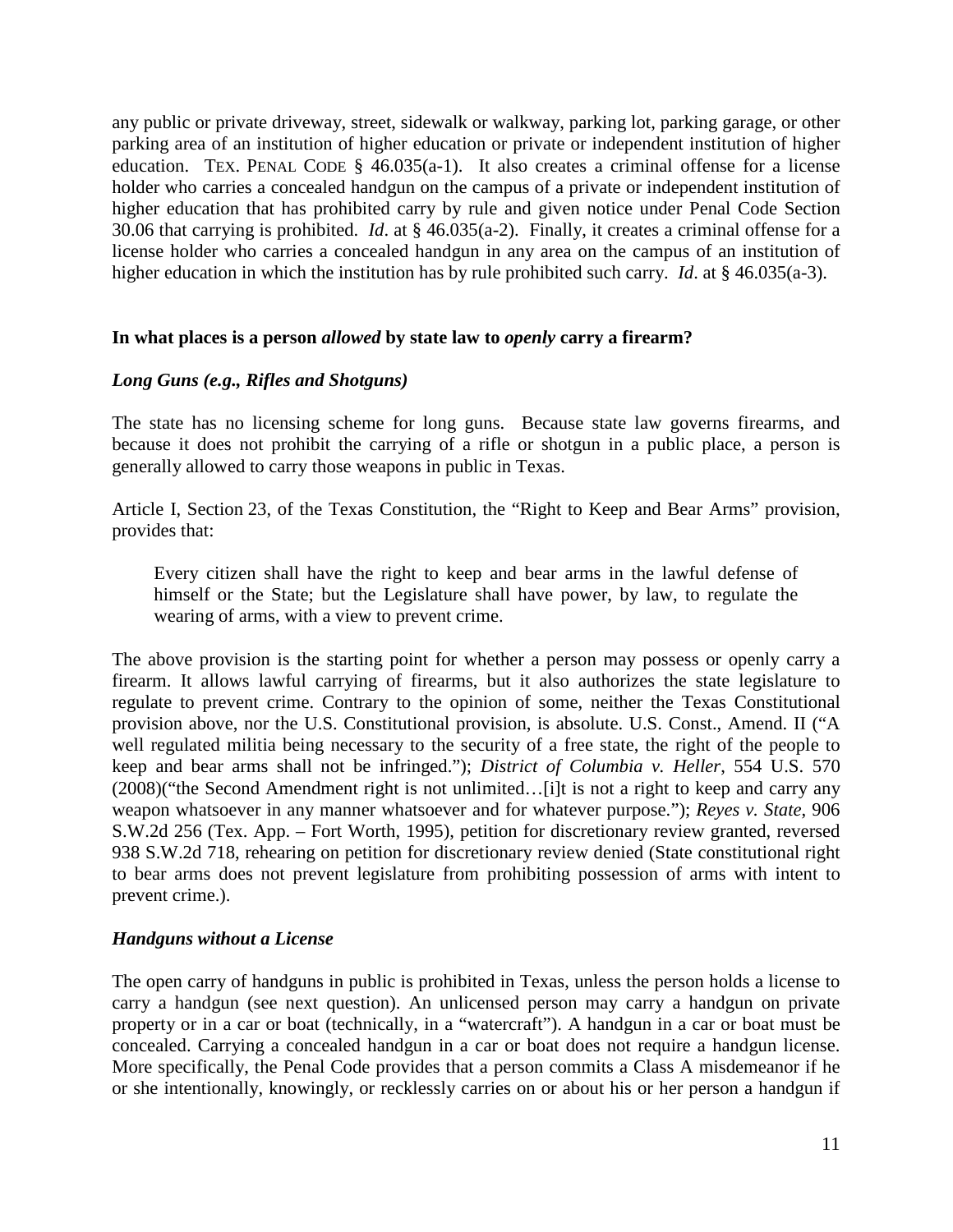any public or private driveway, street, sidewalk or walkway, parking lot, parking garage, or other parking area of an institution of higher education or private or independent institution of higher education. TEX. PENAL CODE § 46.035(a-1). It also creates a criminal offense for a license holder who carries a concealed handgun on the campus of a private or independent institution of higher education that has prohibited carry by rule and given notice under Penal Code Section 30.06 that carrying is prohibited. *Id*. at § 46.035(a-2). Finally, it creates a criminal offense for a license holder who carries a concealed handgun in any area on the campus of an institution of higher education in which the institution has by rule prohibited such carry. *Id*. at § 46.035(a-3).

## In what places is a person *allowed* by state law to *openly* carry a firearm?

### *Long Guns (e.g., Rifles and Shotguns)*

The state has no licensing scheme for long guns. Because state law governs firearms, and because it does not prohibit the carrying of a rifle or shotgun in a public place, a person is generally allowed to carry those weapons in public in Texas.

Article I, Section 23, of the Texas Constitution, the "Right to Keep and Bear Arms" provision, provides that:

> Every citizen shall have the right to keep and bear arms in the lawful defense of himself or the State; but the Legislature shall have power, by law, to regulate the wearing of arms, with a view to prevent crime.

The above provision is the starting point for whether a person may possess or openly carry a firearm. It allows lawful carrying of firearms, but it also authorizes the state legislature to regulate to prevent crime. Contrary to the opinion of some, neither the Texas Constitutional provision above, nor the U.S. Constitutional provision, is absolute. U.S. Const., Amend. II ("A well regulated militia being necessary to the security of a free state, the right of the people to keep and bear arms shall not be infringed."); *District of Columbia v. Heller*, 554 U.S. 570 (2008)("the Second Amendment right is not unlimited…[i]t is not a right to keep and carry any weapon whatsoever in any manner whatsoever and for whatever purpose."); *Reyes v. State*, 906 S.W.2d 256 (Tex. App. – Fort Worth, 1995), petition for discretionary review granted, reversed 938 S.W.2d 718, rehearing on petition for discretionary review denied (State constitutional right to bear arms does not prevent legislature from prohibiting possession of arms with intent to prevent crime.).

### *Handguns without a License*

The open carry of handguns in public is prohibited in Texas, unless the person holds a license to carry a handgun (see next question). An unlicensed person may carry a handgun on private property or in a car or boat (technically, in a "watercraft"). A handgun in a car or boat must be concealed. Carrying a concealed handgun in a car or boat does not require a handgun license. More specifically, the Penal Code provides that a person commits a Class A misdemeanor if he or she intentionally, knowingly, or recklessly carries on or about his or her person a handgun if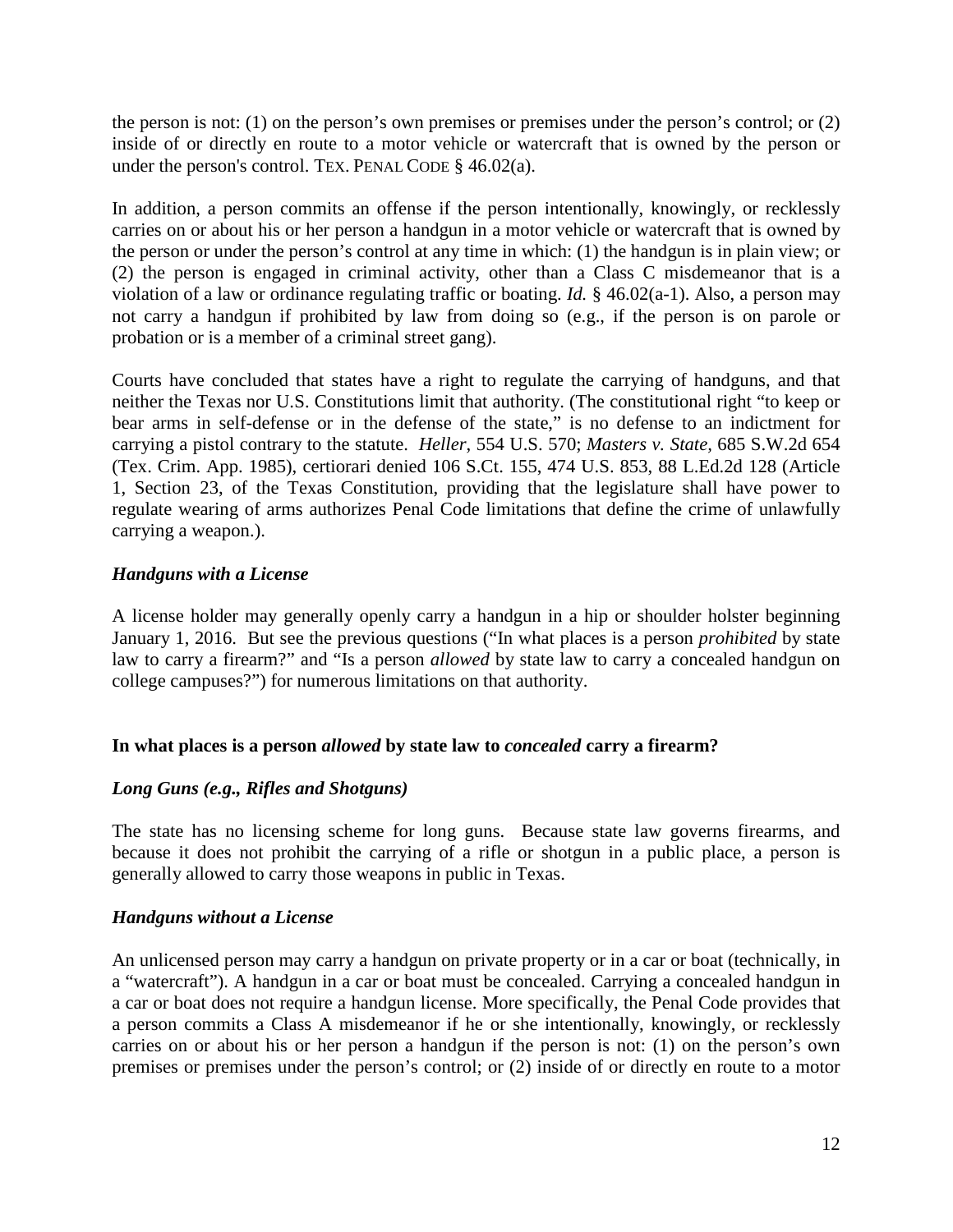the person is not: (1) on the person's own premises or premises under the person's control; or (2) inside of or directly en route to a motor vehicle or watercraft that is owned by the person or under the person's control. TEX. PENAL CODE § 46.02(a).

In addition, a person commits an offense if the person intentionally, knowingly, or recklessly carries on or about his or her person a handgun in a motor vehicle or watercraft that is owned by the person or under the person's control at any time in which: (1) the handgun is in plain view; or (2) the person is engaged in criminal activity, other than a Class C misdemeanor that is a violation of a law or ordinance regulating traffic or boating. *Id.* § 46.02(a-1). Also, a person may not carry a handgun if prohibited by law from doing so (e.g., if the person is on parole or probation or is a member of a criminal street gang).

Courts have concluded that states have a right to regulate the carrying of handguns, and that neither the Texas nor U.S. Constitutions limit that authority. (The constitutional right "to keep or bear arms in self-defense or in the defense of the state," is no defense to an indictment for carrying a pistol contrary to the statute. *Heller*, 554 U.S. 570; *Masters v. State*, 685 S.W.2d 654 (Tex. Crim. App. 1985), certiorari denied 106 S.Ct. 155, 474 U.S. 853, 88 L.Ed.2d 128 (Article 1, Section 23, of the Texas Constitution, providing that the legislature shall have power to regulate wearing of arms authorizes Penal Code limitations that define the crime of unlawfully carrying a weapon.).

***Handguns with a License***

A license holder may generally openly carry a handgun in a hip or shoulder holster beginning January 1, 2016. But see the previous questions ("In what places is a person *prohibited* by state law to carry a firearm?" and "Is a person *allowed* by state law to carry a concealed handgun on college campuses?") for numerous limitations on that authority.

**In what places is a person *allowed* by state law to *concealed* carry a firearm?**

***Long Guns (e.g., Rifles and Shotguns)***

The state has no licensing scheme for long guns. Because state law governs firearms, and because it does not prohibit the carrying of a rifle or shotgun in a public place, a person is generally allowed to carry those weapons in public in Texas.

***Handguns without a License***

An unlicensed person may carry a handgun on private property or in a car or boat (technically, in a "watercraft"). A handgun in a car or boat must be concealed. Carrying a concealed handgun in a car or boat does not require a handgun license. More specifically, the Penal Code provides that a person commits a Class A misdemeanor if he or she intentionally, knowingly, or recklessly carries on or about his or her person a handgun if the person is not: (1) on the person's own premises or premises under the person's control; or (2) inside of or directly en route to a motor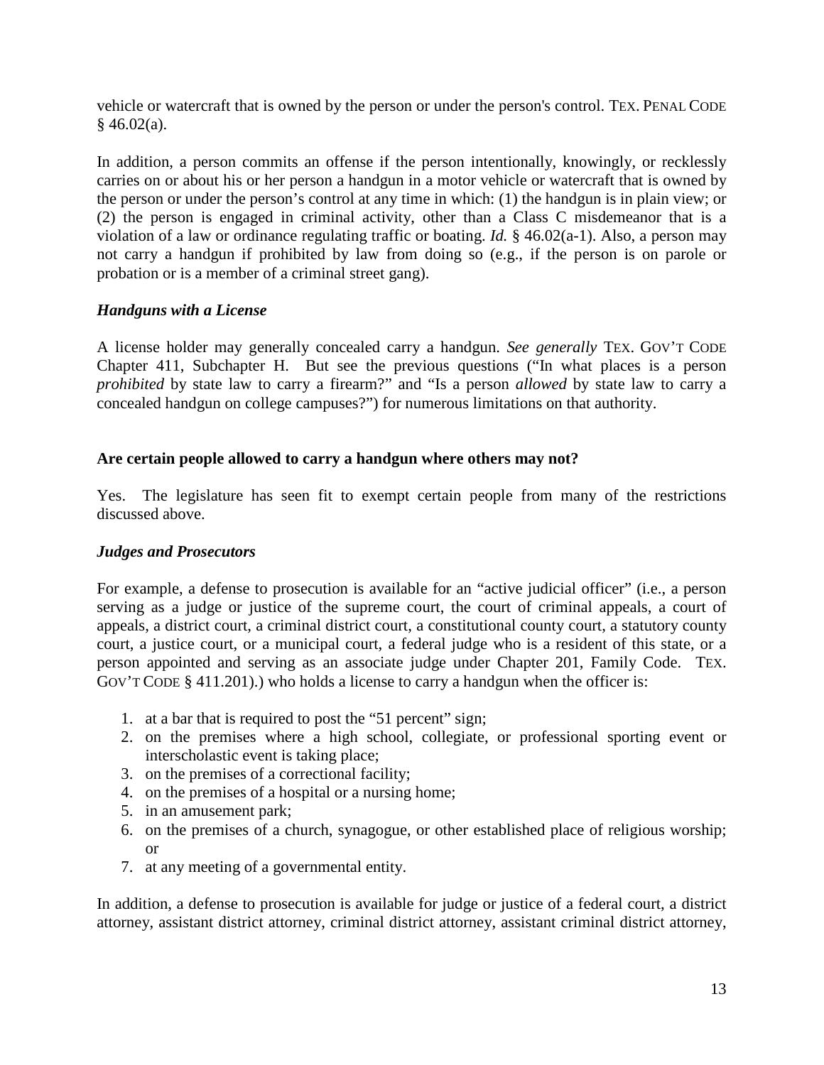vehicle or watercraft that is owned by the person or under the person's control. TEX. PENAL CODE § 46.02(a).

In addition, a person commits an offense if the person intentionally, knowingly, or recklessly carries on or about his or her person a handgun in a motor vehicle or watercraft that is owned by the person or under the person's control at any time in which: (1) the handgun is in plain view; or (2) the person is engaged in criminal activity, other than a Class C misdemeanor that is a violation of a law or ordinance regulating traffic or boating. *Id.* § 46.02(a-1). Also, a person may not carry a handgun if prohibited by law from doing so (e.g., if the person is on parole or probation or is a member of a criminal street gang).

***Handguns with a License***

A license holder may generally concealed carry a handgun. *See generally* TEX. GOV'T CODE Chapter 411, Subchapter H. But see the previous questions ("In what places is a person *prohibited* by state law to carry a firearm?" and "Is a person *allowed* by state law to carry a concealed handgun on college campuses?") for numerous limitations on that authority.

**Are certain people allowed to carry a handgun where others may not?**

Yes. The legislature has seen fit to exempt certain people from many of the restrictions discussed above.

***Judges and Prosecutors***

For example, a defense to prosecution is available for an "active judicial officer" (i.e., a person serving as a judge or justice of the supreme court, the court of criminal appeals, a court of appeals, a district court, a criminal district court, a constitutional county court, a statutory county court, a justice court, or a municipal court, a federal judge who is a resident of this state, or a person appointed and serving as an associate judge under Chapter 201, Family Code. TEX. GOV'T CODE § 411.201).) who holds a license to carry a handgun when the officer is:

1. at a bar that is required to post the "51 percent" sign;
2. on the premises where a high school, collegiate, or professional sporting event or interscholastic event is taking place;
3. on the premises of a correctional facility;
4. on the premises of a hospital or a nursing home;
5. in an amusement park;
6. on the premises of a church, synagogue, or other established place of religious worship; or
7. at any meeting of a governmental entity.

In addition, a defense to prosecution is available for judge or justice of a federal court, a district attorney, assistant district attorney, criminal district attorney, assistant criminal district attorney,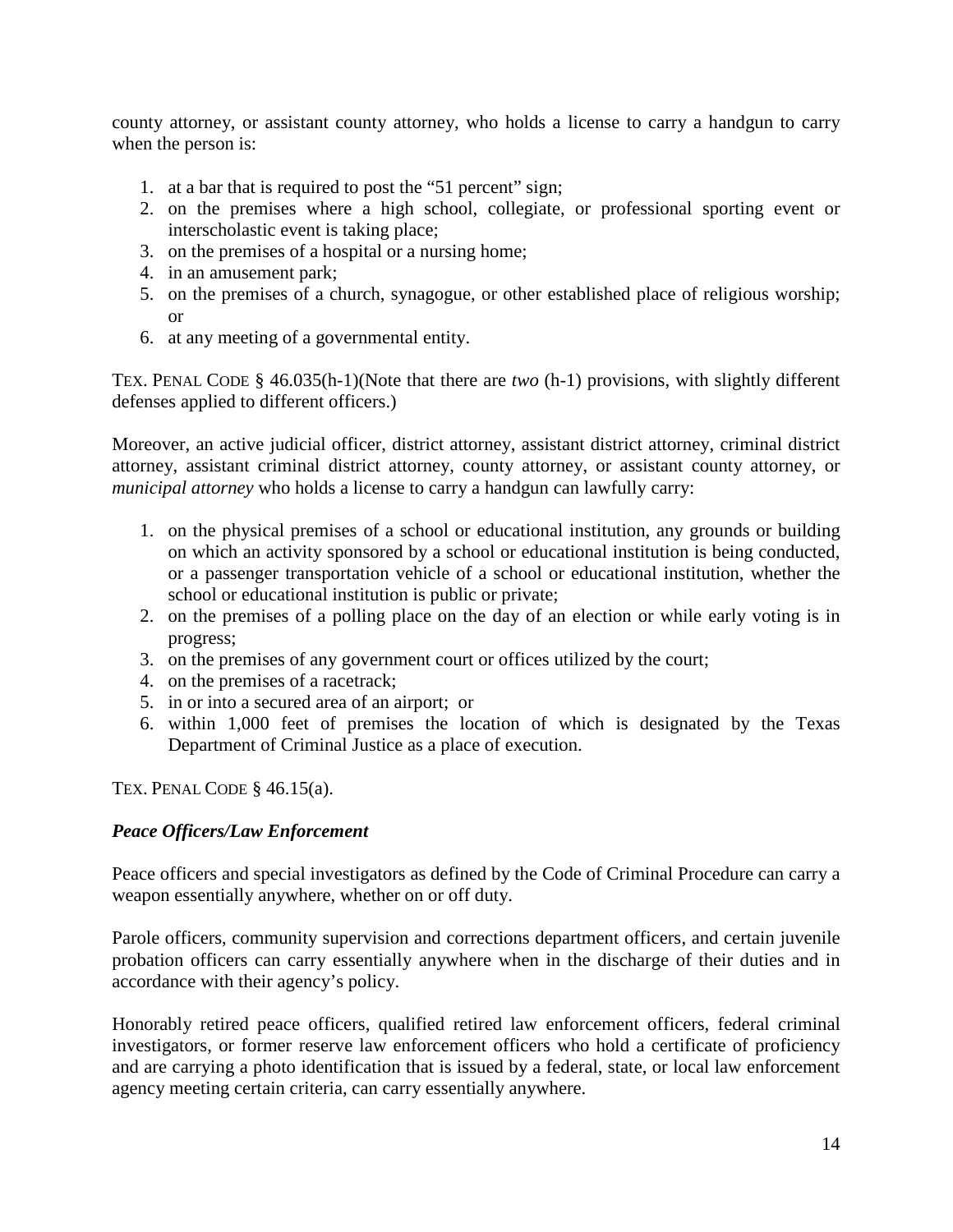county attorney, or assistant county attorney, who holds a license to carry a handgun to carry when the person is:

1. at a bar that is required to post the "51 percent" sign;
2. on the premises where a high school, collegiate, or professional sporting event or interscholastic event is taking place;
3. on the premises of a hospital or a nursing home;
4. in an amusement park;
5. on the premises of a church, synagogue, or other established place of religious worship; or
6. at any meeting of a governmental entity.

TEX. PENAL CODE § 46.035(h-1)(Note that there are *two* (h-1) provisions, with slightly different defenses applied to different officers.)

Moreover, an active judicial officer, district attorney, assistant district attorney, criminal district attorney, assistant criminal district attorney, county attorney, or assistant county attorney, or *municipal attorney* who holds a license to carry a handgun can lawfully carry:

1. on the physical premises of a school or educational institution, any grounds or building on which an activity sponsored by a school or educational institution is being conducted, or a passenger transportation vehicle of a school or educational institution, whether the school or educational institution is public or private;
2. on the premises of a polling place on the day of an election or while early voting is in progress;
3. on the premises of any government court or offices utilized by the court;
4. on the premises of a racetrack;
5. in or into a secured area of an airport; or
6. within 1,000 feet of premises the location of which is designated by the Texas Department of Criminal Justice as a place of execution.

TEX. PENAL CODE § 46.15(a).

***Peace Officers/Law Enforcement***

Peace officers and special investigators as defined by the Code of Criminal Procedure can carry a weapon essentially anywhere, whether on or off duty.

Parole officers, community supervision and corrections department officers, and certain juvenile probation officers can carry essentially anywhere when in the discharge of their duties and in accordance with their agency's policy.

Honorably retired peace officers, qualified retired law enforcement officers, federal criminal investigators, or former reserve law enforcement officers who hold a certificate of proficiency and are carrying a photo identification that is issued by a federal, state, or local law enforcement agency meeting certain criteria, can carry essentially anywhere.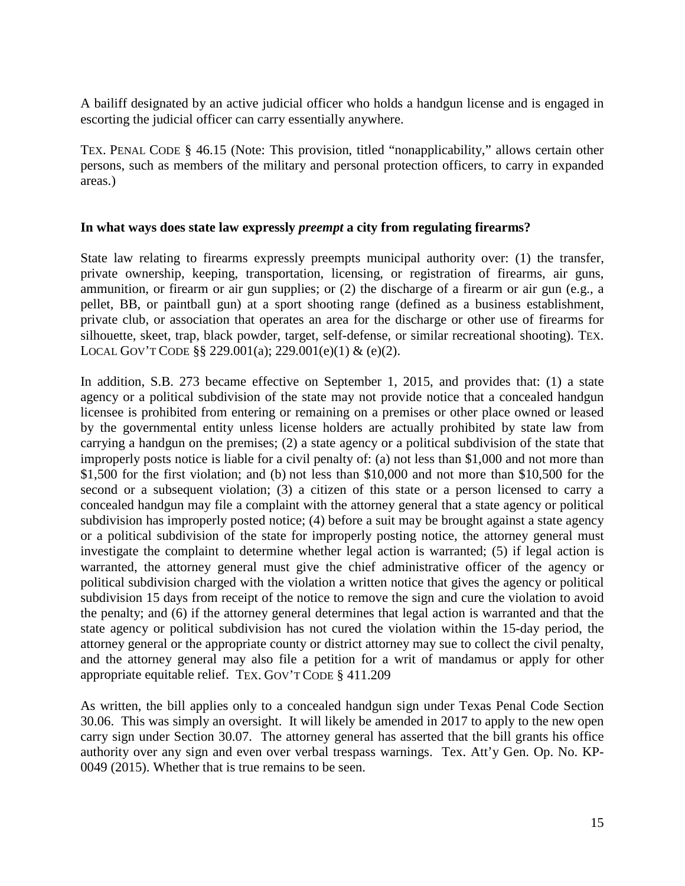A bailiff designated by an active judicial officer who holds a handgun license and is engaged in escorting the judicial officer can carry essentially anywhere.

TEX. PENAL CODE § 46.15 (Note: This provision, titled "nonapplicability," allows certain other persons, such as members of the military and personal protection officers, to carry in expanded areas.)

**In what ways does state law expressly *preempt* a city from regulating firearms?**

State law relating to firearms expressly preempts municipal authority over: (1) the transfer, private ownership, keeping, transportation, licensing, or registration of firearms, air guns, ammunition, or firearm or air gun supplies; or (2) the discharge of a firearm or air gun (e.g., a pellet, BB, or paintball gun) at a sport shooting range (defined as a business establishment, private club, or association that operates an area for the discharge or other use of firearms for silhouette, skeet, trap, black powder, target, self-defense, or similar recreational shooting). TEX. LOCAL GOV'T CODE §§ 229.001(a); 229.001(e)(1) & (e)(2).

In addition, S.B. 273 became effective on September 1, 2015, and provides that: (1) a state agency or a political subdivision of the state may not provide notice that a concealed handgun licensee is prohibited from entering or remaining on a premises or other place owned or leased by the governmental entity unless license holders are actually prohibited by state law from carrying a handgun on the premises; (2) a state agency or a political subdivision of the state that improperly posts notice is liable for a civil penalty of: (a) not less than $1,000 and not more than $1,500 for the first violation; and (b) not less than $10,000 and not more than $10,500 for the second or a subsequent violation; (3) a citizen of this state or a person licensed to carry a concealed handgun may file a complaint with the attorney general that a state agency or political subdivision has improperly posted notice; (4) before a suit may be brought against a state agency or a political subdivision of the state for improperly posting notice, the attorney general must investigate the complaint to determine whether legal action is warranted; (5) if legal action is warranted, the attorney general must give the chief administrative officer of the agency or political subdivision charged with the violation a written notice that gives the agency or political subdivision 15 days from receipt of the notice to remove the sign and cure the violation to avoid the penalty; and (6) if the attorney general determines that legal action is warranted and that the state agency or political subdivision has not cured the violation within the 15-day period, the attorney general or the appropriate county or district attorney may sue to collect the civil penalty, and the attorney general may also file a petition for a writ of mandamus or apply for other appropriate equitable relief. TEX. GOV'T CODE § 411.209

As written, the bill applies only to a concealed handgun sign under Texas Penal Code Section 30.06. This was simply an oversight. It will likely be amended in 2017 to apply to the new open carry sign under Section 30.07. The attorney general has asserted that the bill grants his office authority over any sign and even over verbal trespass warnings. Tex. Att'y Gen. Op. No. KP-0049 (2015). Whether that is true remains to be seen.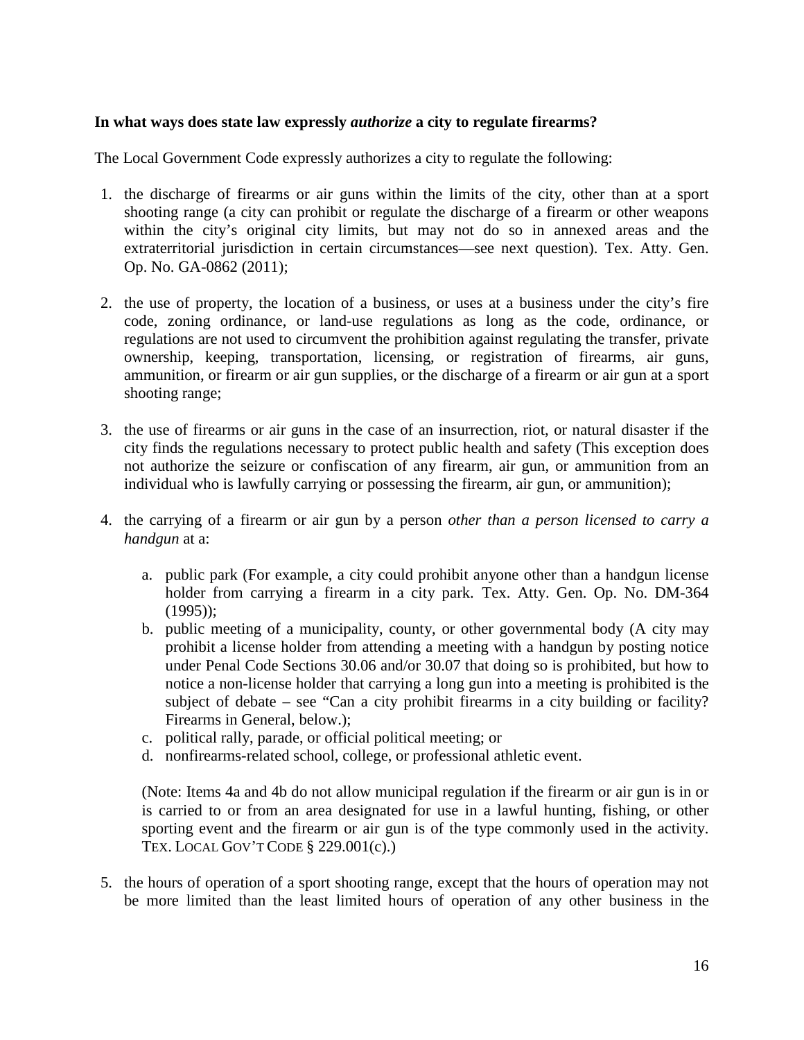**In what ways does state law expressly *authorize* a city to regulate firearms?**

The Local Government Code expressly authorizes a city to regulate the following:

1. the discharge of firearms or air guns within the limits of the city, other than at a sport shooting range (a city can prohibit or regulate the discharge of a firearm or other weapons within the city's original city limits, but may not do so in annexed areas and the extraterritorial jurisdiction in certain circumstances—see next question). Tex. Atty. Gen. Op. No. GA-0862 (2011);

2. the use of property, the location of a business, or uses at a business under the city's fire code, zoning ordinance, or land-use regulations as long as the code, ordinance, or regulations are not used to circumvent the prohibition against regulating the transfer, private ownership, keeping, transportation, licensing, or registration of firearms, air guns, ammunition, or firearm or air gun supplies, or the discharge of a firearm or air gun at a sport shooting range;

3. the use of firearms or air guns in the case of an insurrection, riot, or natural disaster if the city finds the regulations necessary to protect public health and safety (This exception does not authorize the seizure or confiscation of any firearm, air gun, or ammunition from an individual who is lawfully carrying or possessing the firearm, air gun, or ammunition);

4. the carrying of a firearm or air gun by a person *other than a person licensed to carry a handgun* at a:

   a. public park (For example, a city could prohibit anyone other than a handgun license holder from carrying a firearm in a city park. Tex. Atty. Gen. Op. No. DM-364 (1995));
   
   b. public meeting of a municipality, county, or other governmental body (A city may prohibit a license holder from attending a meeting with a handgun by posting notice under Penal Code Sections 30.06 and/or 30.07 that doing so is prohibited, but how to notice a non-license holder that carrying a long gun into a meeting is prohibited is the subject of debate – see "Can a city prohibit firearms in a city building or facility? Firearms in General, below.);
   
   c. political rally, parade, or official political meeting; or
   
   d. nonfirearms-related school, college, or professional athletic event.

   (Note: Items 4a and 4b do not allow municipal regulation if the firearm or air gun is in or is carried to or from an area designated for use in a lawful hunting, fishing, or other sporting event and the firearm or air gun is of the type commonly used in the activity. TEX. LOCAL GOV'T CODE § 229.001(c).)

5. the hours of operation of a sport shooting range, except that the hours of operation may not be more limited than the least limited hours of operation of any other business in the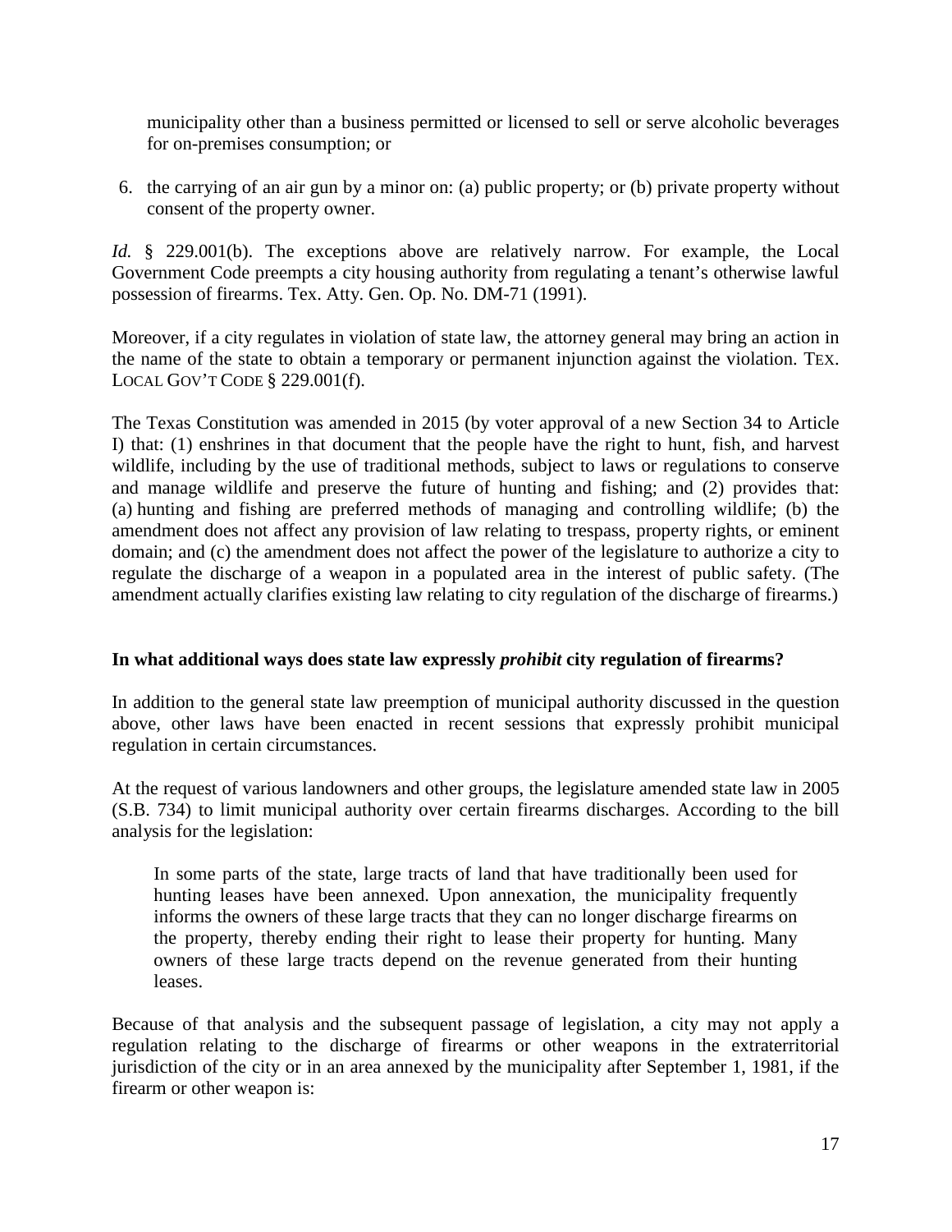municipality other than a business permitted or licensed to sell or serve alcoholic beverages for on-premises consumption; or

6. the carrying of an air gun by a minor on: (a) public property; or (b) private property without consent of the property owner.

*Id.* § 229.001(b). The exceptions above are relatively narrow. For example, the Local Government Code preempts a city housing authority from regulating a tenant's otherwise lawful possession of firearms. Tex. Atty. Gen. Op. No. DM-71 (1991).

Moreover, if a city regulates in violation of state law, the attorney general may bring an action in the name of the state to obtain a temporary or permanent injunction against the violation. TEX. LOCAL GOV'T CODE § 229.001(f).

The Texas Constitution was amended in 2015 (by voter approval of a new Section 34 to Article I) that: (1) enshrines in that document that the people have the right to hunt, fish, and harvest wildlife, including by the use of traditional methods, subject to laws or regulations to conserve and manage wildlife and preserve the future of hunting and fishing; and (2) provides that: (a) hunting and fishing are preferred methods of managing and controlling wildlife; (b) the amendment does not affect any provision of law relating to trespass, property rights, or eminent domain; and (c) the amendment does not affect the power of the legislature to authorize a city to regulate the discharge of a weapon in a populated area in the interest of public safety. (The amendment actually clarifies existing law relating to city regulation of the discharge of firearms.)

**In what additional ways does state law expressly *prohibit* city regulation of firearms?**

In addition to the general state law preemption of municipal authority discussed in the question above, other laws have been enacted in recent sessions that expressly prohibit municipal regulation in certain circumstances.

At the request of various landowners and other groups, the legislature amended state law in 2005 (S.B. 734) to limit municipal authority over certain firearms discharges. According to the bill analysis for the legislation:

> In some parts of the state, large tracts of land that have traditionally been used for hunting leases have been annexed. Upon annexation, the municipality frequently informs the owners of these large tracts that they can no longer discharge firearms on the property, thereby ending their right to lease their property for hunting. Many owners of these large tracts depend on the revenue generated from their hunting leases.

Because of that analysis and the subsequent passage of legislation, a city may not apply a regulation relating to the discharge of firearms or other weapons in the extraterritorial jurisdiction of the city or in an area annexed by the municipality after September 1, 1981, if the firearm or other weapon is: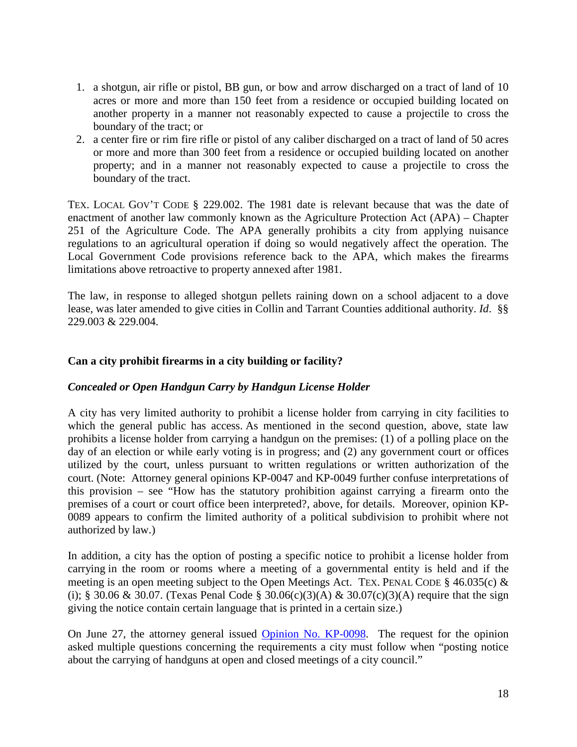1. a shotgun, air rifle or pistol, BB gun, or bow and arrow discharged on a tract of land of 10 acres or more and more than 150 feet from a residence or occupied building located on another property in a manner not reasonably expected to cause a projectile to cross the boundary of the tract; or
2. a center fire or rim fire rifle or pistol of any caliber discharged on a tract of land of 50 acres or more and more than 300 feet from a residence or occupied building located on another property; and in a manner not reasonably expected to cause a projectile to cross the boundary of the tract.

TEX. LOCAL GOV'T CODE § 229.002. The 1981 date is relevant because that was the date of enactment of another law commonly known as the Agriculture Protection Act (APA) – Chapter 251 of the Agriculture Code. The APA generally prohibits a city from applying nuisance regulations to an agricultural operation if doing so would negatively affect the operation. The Local Government Code provisions reference back to the APA, which makes the firearms limitations above retroactive to property annexed after 1981.

The law, in response to alleged shotgun pellets raining down on a school adjacent to a dove lease, was later amended to give cities in Collin and Tarrant Counties additional authority. *Id*. §§ 229.003 & 229.004.

**Can a city prohibit firearms in a city building or facility?**

***Concealed or Open Handgun Carry by Handgun License Holder***

A city has very limited authority to prohibit a license holder from carrying in city facilities to which the general public has access. As mentioned in the second question, above, state law prohibits a license holder from carrying a handgun on the premises: (1) of a polling place on the day of an election or while early voting is in progress; and (2) any government court or offices utilized by the court, unless pursuant to written regulations or written authorization of the court. (Note: Attorney general opinions KP-0047 and KP-0049 further confuse interpretations of this provision – see "How has the statutory prohibition against carrying a firearm onto the premises of a court or court office been interpreted?, above, for details. Moreover, opinion KP-0089 appears to confirm the limited authority of a political subdivision to prohibit where not authorized by law.)

In addition, a city has the option of posting a specific notice to prohibit a license holder from carrying in the room or rooms where a meeting of a governmental entity is held and if the meeting is an open meeting subject to the Open Meetings Act. TEX. PENAL CODE § 46.035(c) & (i); § 30.06 & 30.07. (Texas Penal Code § 30.06(c)(3)(A) & 30.07(c)(3)(A) require that the sign giving the notice contain certain language that is printed in a certain size.)

On June 27, the attorney general issued [Opinion No. KP-0098](). The request for the opinion asked multiple questions concerning the requirements a city must follow when "posting notice about the carrying of handguns at open and closed meetings of a city council."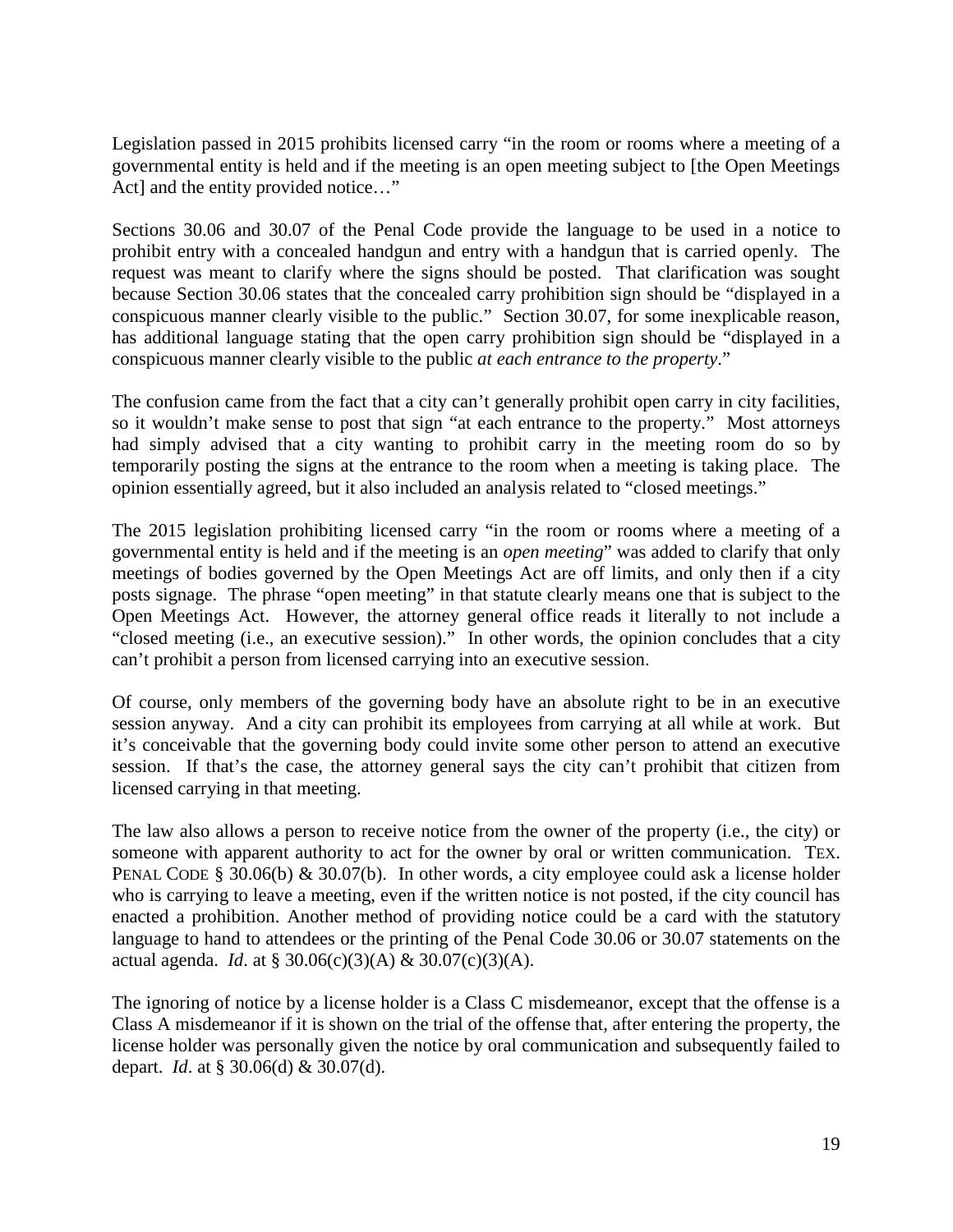Legislation passed in 2015 prohibits licensed carry "in the room or rooms where a meeting of a governmental entity is held and if the meeting is an open meeting subject to [the Open Meetings Act] and the entity provided notice…"

Sections 30.06 and 30.07 of the Penal Code provide the language to be used in a notice to prohibit entry with a concealed handgun and entry with a handgun that is carried openly. The request was meant to clarify where the signs should be posted. That clarification was sought because Section 30.06 states that the concealed carry prohibition sign should be "displayed in a conspicuous manner clearly visible to the public." Section 30.07, for some inexplicable reason, has additional language stating that the open carry prohibition sign should be "displayed in a conspicuous manner clearly visible to the public *at each entrance to the property*."

The confusion came from the fact that a city can't generally prohibit open carry in city facilities, so it wouldn't make sense to post that sign "at each entrance to the property." Most attorneys had simply advised that a city wanting to prohibit carry in the meeting room do so by temporarily posting the signs at the entrance to the room when a meeting is taking place. The opinion essentially agreed, but it also included an analysis related to "closed meetings."

The 2015 legislation prohibiting licensed carry "in the room or rooms where a meeting of a governmental entity is held and if the meeting is an *open meeting*" was added to clarify that only meetings of bodies governed by the Open Meetings Act are off limits, and only then if a city posts signage. The phrase "open meeting" in that statute clearly means one that is subject to the Open Meetings Act. However, the attorney general office reads it literally to not include a "closed meeting (i.e., an executive session)." In other words, the opinion concludes that a city can't prohibit a person from licensed carrying into an executive session.

Of course, only members of the governing body have an absolute right to be in an executive session anyway. And a city can prohibit its employees from carrying at all while at work. But it's conceivable that the governing body could invite some other person to attend an executive session. If that's the case, the attorney general says the city can't prohibit that citizen from licensed carrying in that meeting.

The law also allows a person to receive notice from the owner of the property (i.e., the city) or someone with apparent authority to act for the owner by oral or written communication. TEX. PENAL CODE § 30.06(b) & 30.07(b). In other words, a city employee could ask a license holder who is carrying to leave a meeting, even if the written notice is not posted, if the city council has enacted a prohibition. Another method of providing notice could be a card with the statutory language to hand to attendees or the printing of the Penal Code 30.06 or 30.07 statements on the actual agenda. *Id*. at § 30.06(c)(3)(A) & 30.07(c)(3)(A).

The ignoring of notice by a license holder is a Class C misdemeanor, except that the offense is a Class A misdemeanor if it is shown on the trial of the offense that, after entering the property, the license holder was personally given the notice by oral communication and subsequently failed to depart. *Id*. at § 30.06(d) & 30.07(d).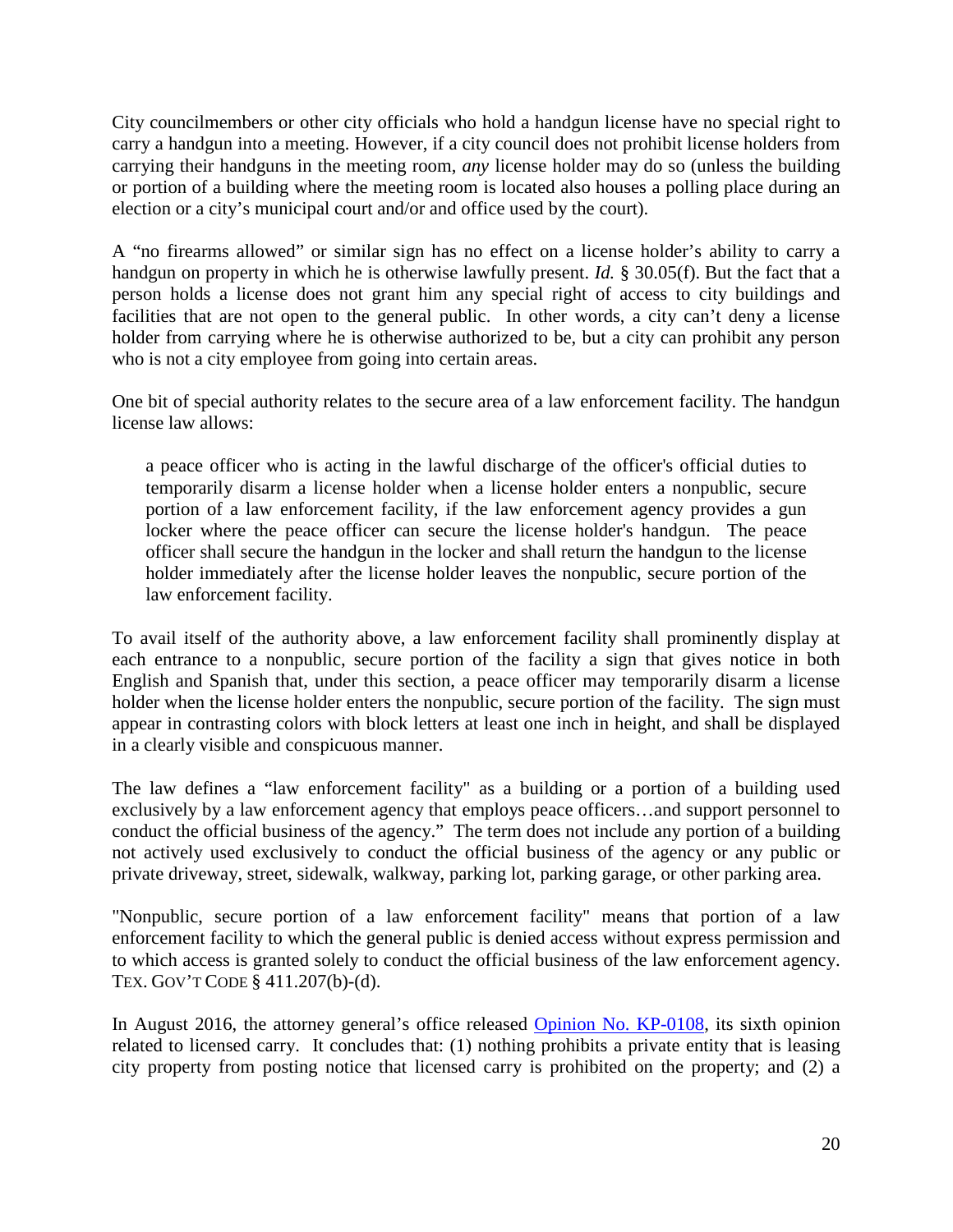City councilmembers or other city officials who hold a handgun license have no special right to carry a handgun into a meeting. However, if a city council does not prohibit license holders from carrying their handguns in the meeting room, *any* license holder may do so (unless the building or portion of a building where the meeting room is located also houses a polling place during an election or a city's municipal court and/or and office used by the court).

A "no firearms allowed" or similar sign has no effect on a license holder's ability to carry a handgun on property in which he is otherwise lawfully present. *Id.* § 30.05(f). But the fact that a person holds a license does not grant him any special right of access to city buildings and facilities that are not open to the general public. In other words, a city can't deny a license holder from carrying where he is otherwise authorized to be, but a city can prohibit any person who is not a city employee from going into certain areas.

One bit of special authority relates to the secure area of a law enforcement facility. The handgun license law allows:

> a peace officer who is acting in the lawful discharge of the officer's official duties to temporarily disarm a license holder when a license holder enters a nonpublic, secure portion of a law enforcement facility, if the law enforcement agency provides a gun locker where the peace officer can secure the license holder's handgun. The peace officer shall secure the handgun in the locker and shall return the handgun to the license holder immediately after the license holder leaves the nonpublic, secure portion of the law enforcement facility.

To avail itself of the authority above, a law enforcement facility shall prominently display at each entrance to a nonpublic, secure portion of the facility a sign that gives notice in both English and Spanish that, under this section, a peace officer may temporarily disarm a license holder when the license holder enters the nonpublic, secure portion of the facility. The sign must appear in contrasting colors with block letters at least one inch in height, and shall be displayed in a clearly visible and conspicuous manner.

The law defines a "law enforcement facility" as a building or a portion of a building used exclusively by a law enforcement agency that employs peace officers…and support personnel to conduct the official business of the agency." The term does not include any portion of a building not actively used exclusively to conduct the official business of the agency or any public or private driveway, street, sidewalk, walkway, parking lot, parking garage, or other parking area.

"Nonpublic, secure portion of a law enforcement facility" means that portion of a law enforcement facility to which the general public is denied access without express permission and to which access is granted solely to conduct the official business of the law enforcement agency. TEX. GOV'T CODE § 411.207(b)-(d).

In August 2016, the attorney general's office released [Opinion No. KP-0108](), its sixth opinion related to licensed carry. It concludes that: (1) nothing prohibits a private entity that is leasing city property from posting notice that licensed carry is prohibited on the property; and (2) a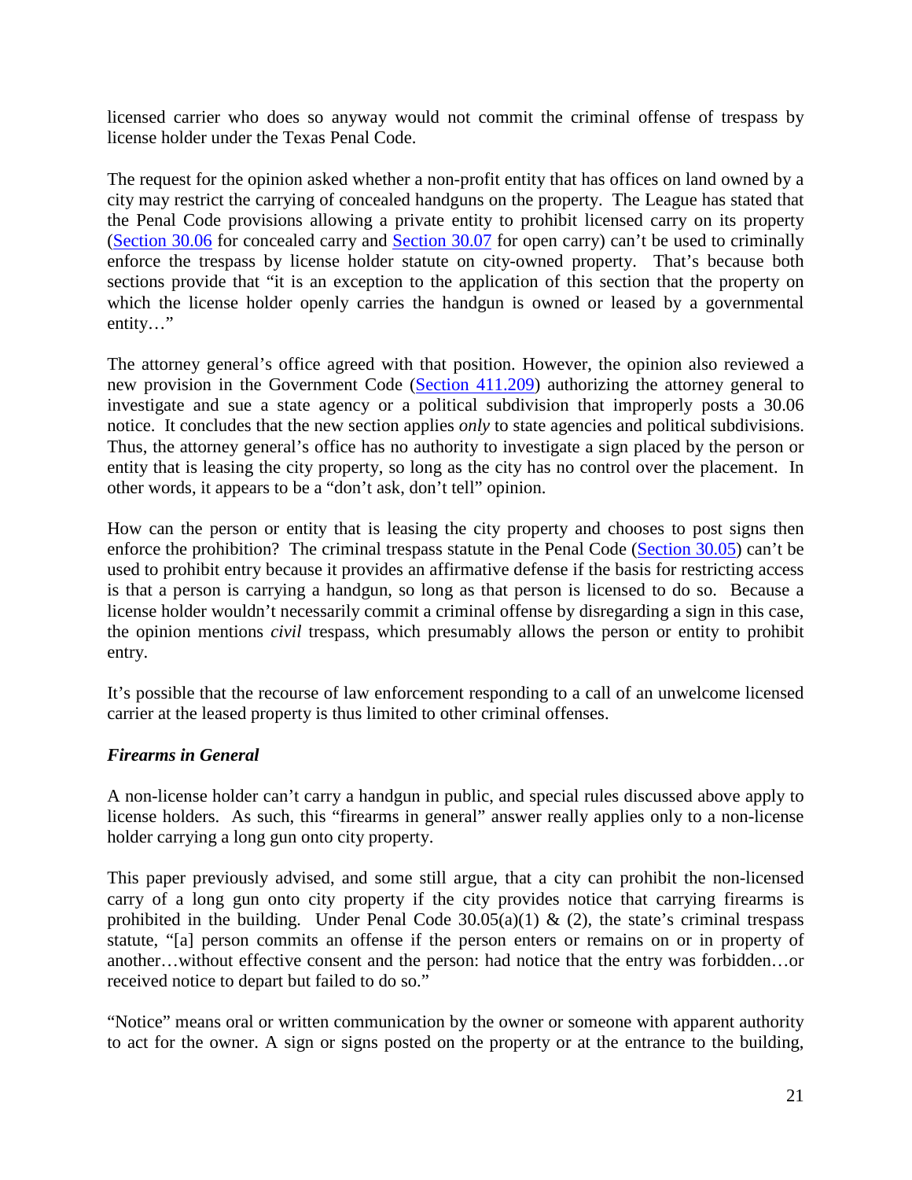licensed carrier who does so anyway would not commit the criminal offense of trespass by license holder under the Texas Penal Code.

The request for the opinion asked whether a non-profit entity that has offices on land owned by a city may restrict the carrying of concealed handguns on the property. The League has stated that the Penal Code provisions allowing a private entity to prohibit licensed carry on its property ([Section 30.06](#) for concealed carry and [Section 30.07](#) for open carry) can't be used to criminally enforce the trespass by license holder statute on city-owned property. That's because both sections provide that "it is an exception to the application of this section that the property on which the license holder openly carries the handgun is owned or leased by a governmental entity…"

The attorney general's office agreed with that position. However, the opinion also reviewed a new provision in the Government Code ([Section 411.209](#)) authorizing the attorney general to investigate and sue a state agency or a political subdivision that improperly posts a 30.06 notice. It concludes that the new section applies *only* to state agencies and political subdivisions. Thus, the attorney general's office has no authority to investigate a sign placed by the person or entity that is leasing the city property, so long as the city has no control over the placement. In other words, it appears to be a "don't ask, don't tell" opinion.

How can the person or entity that is leasing the city property and chooses to post signs then enforce the prohibition? The criminal trespass statute in the Penal Code ([Section 30.05](#)) can't be used to prohibit entry because it provides an affirmative defense if the basis for restricting access is that a person is carrying a handgun, so long as that person is licensed to do so. Because a license holder wouldn't necessarily commit a criminal offense by disregarding a sign in this case, the opinion mentions *civil* trespass, which presumably allows the person or entity to prohibit entry.

It's possible that the recourse of law enforcement responding to a call of an unwelcome licensed carrier at the leased property is thus limited to other criminal offenses.

***Firearms in General***

A non-license holder can't carry a handgun in public, and special rules discussed above apply to license holders. As such, this "firearms in general" answer really applies only to a non-license holder carrying a long gun onto city property.

This paper previously advised, and some still argue, that a city can prohibit the non-licensed carry of a long gun onto city property if the city provides notice that carrying firearms is prohibited in the building. Under Penal Code 30.05(a)(1) & (2), the state's criminal trespass statute, "[a] person commits an offense if the person enters or remains on or in property of another…without effective consent and the person: had notice that the entry was forbidden…or received notice to depart but failed to do so."

"Notice" means oral or written communication by the owner or someone with apparent authority to act for the owner. A sign or signs posted on the property or at the entrance to the building,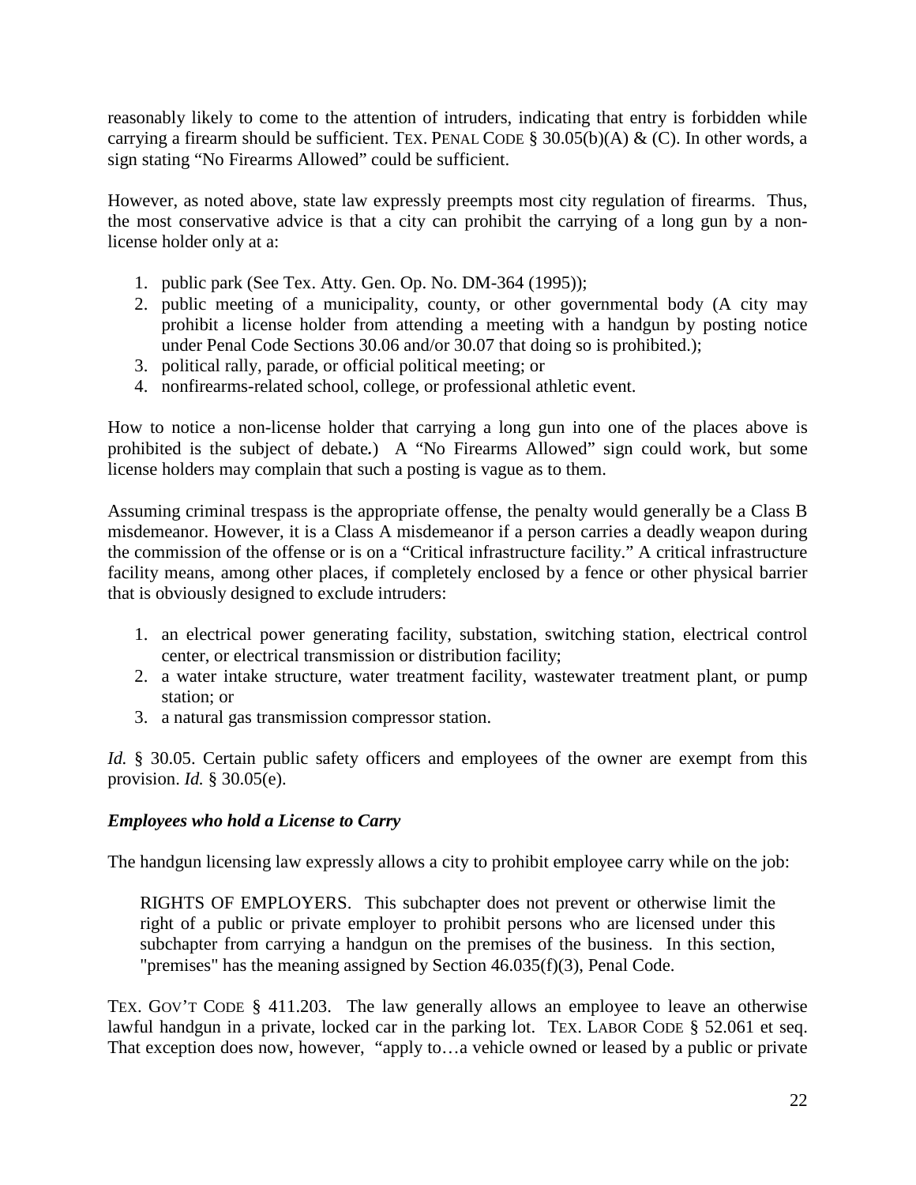reasonably likely to come to the attention of intruders, indicating that entry is forbidden while carrying a firearm should be sufficient. TEX. PENAL CODE § 30.05(b)(A) & (C). In other words, a sign stating "No Firearms Allowed" could be sufficient.

However, as noted above, state law expressly preempts most city regulation of firearms. Thus, the most conservative advice is that a city can prohibit the carrying of a long gun by a non-license holder only at a:

1. public park (See Tex. Atty. Gen. Op. No. DM-364 (1995));
2. public meeting of a municipality, county, or other governmental body (A city may prohibit a license holder from attending a meeting with a handgun by posting notice under Penal Code Sections 30.06 and/or 30.07 that doing so is prohibited.);
3. political rally, parade, or official political meeting; or
4. nonfirearms-related school, college, or professional athletic event.

How to notice a non-license holder that carrying a long gun into one of the places above is prohibited is the subject of debate.) A "No Firearms Allowed" sign could work, but some license holders may complain that such a posting is vague as to them.

Assuming criminal trespass is the appropriate offense, the penalty would generally be a Class B misdemeanor. However, it is a Class A misdemeanor if a person carries a deadly weapon during the commission of the offense or is on a "Critical infrastructure facility." A critical infrastructure facility means, among other places, if completely enclosed by a fence or other physical barrier that is obviously designed to exclude intruders:

1. an electrical power generating facility, substation, switching station, electrical control center, or electrical transmission or distribution facility;
2. a water intake structure, water treatment facility, wastewater treatment plant, or pump station; or
3. a natural gas transmission compressor station.

*Id.* § 30.05. Certain public safety officers and employees of the owner are exempt from this provision. *Id.* § 30.05(e).

### *Employees who hold a License to Carry*

The handgun licensing law expressly allows a city to prohibit employee carry while on the job:

> RIGHTS OF EMPLOYERS. This subchapter does not prevent or otherwise limit the right of a public or private employer to prohibit persons who are licensed under this subchapter from carrying a handgun on the premises of the business. In this section, "premises" has the meaning assigned by Section 46.035(f)(3), Penal Code.

TEX. GOV'T CODE § 411.203. The law generally allows an employee to leave an otherwise lawful handgun in a private, locked car in the parking lot. TEX. LABOR CODE § 52.061 et seq. That exception does now, however, "apply to…a vehicle owned or leased by a public or private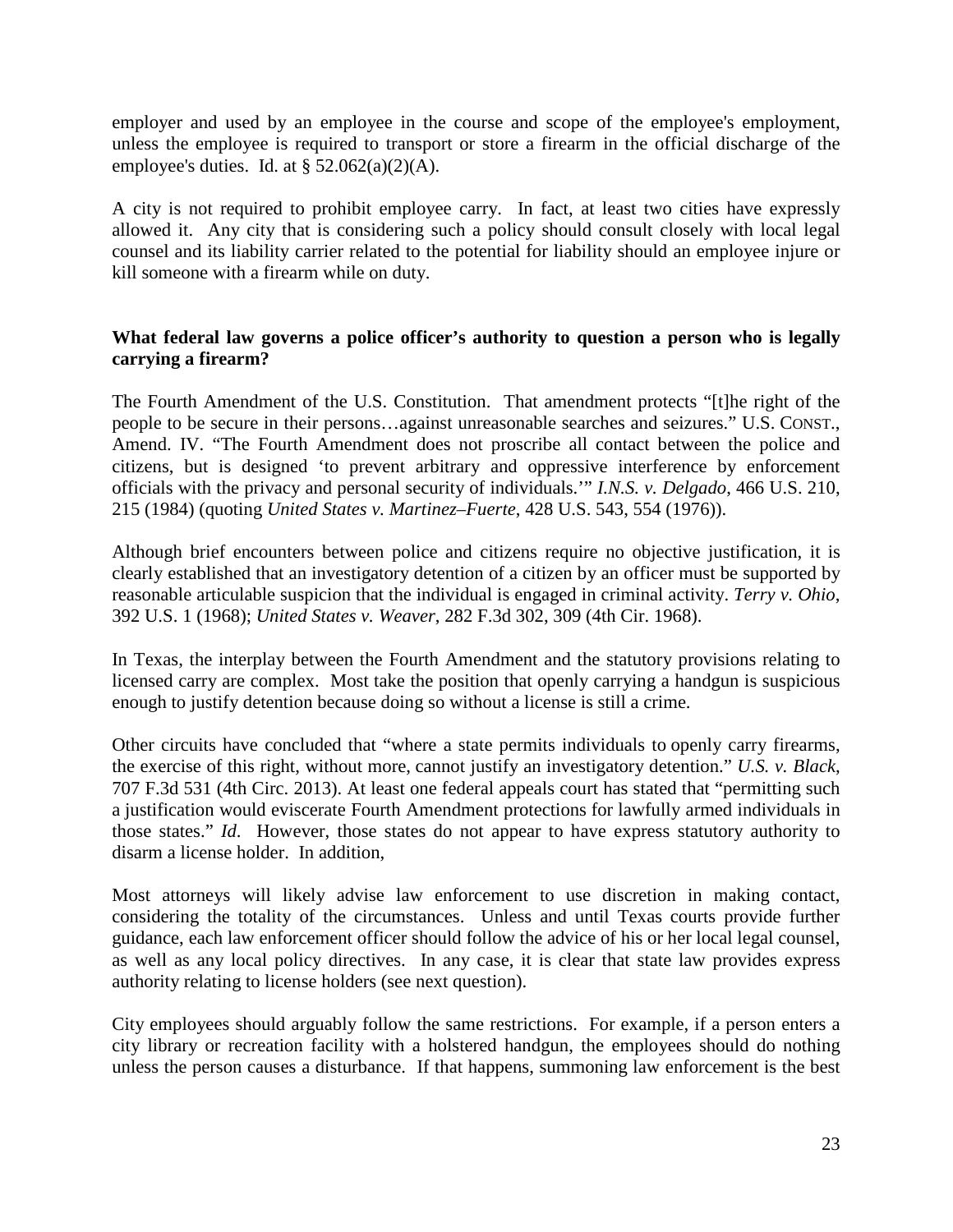employer and used by an employee in the course and scope of the employee's employment, unless the employee is required to transport or store a firearm in the official discharge of the employee's duties. Id. at § 52.062(a)(2)(A).

A city is not required to prohibit employee carry. In fact, at least two cities have expressly allowed it. Any city that is considering such a policy should consult closely with local legal counsel and its liability carrier related to the potential for liability should an employee injure or kill someone with a firearm while on duty.

**What federal law governs a police officer's authority to question a person who is legally carrying a firearm?**

The Fourth Amendment of the U.S. Constitution. That amendment protects "[t]he right of the people to be secure in their persons…against unreasonable searches and seizures." U.S. CONST., Amend. IV. "The Fourth Amendment does not proscribe all contact between the police and citizens, but is designed 'to prevent arbitrary and oppressive interference by enforcement officials with the privacy and personal security of individuals.'" *I.N.S. v. Delgado*, 466 U.S. 210, 215 (1984) (quoting *United States v. Martinez–Fuerte*, 428 U.S. 543, 554 (1976)).

Although brief encounters between police and citizens require no objective justification, it is clearly established that an investigatory detention of a citizen by an officer must be supported by reasonable articulable suspicion that the individual is engaged in criminal activity. *Terry v. Ohio*, 392 U.S. 1 (1968); *United States v. Weaver*, 282 F.3d 302, 309 (4th Cir. 1968).

In Texas, the interplay between the Fourth Amendment and the statutory provisions relating to licensed carry are complex. Most take the position that openly carrying a handgun is suspicious enough to justify detention because doing so without a license is still a crime.

Other circuits have concluded that "where a state permits individuals to openly carry firearms, the exercise of this right, without more, cannot justify an investigatory detention." *U.S. v. Black*, 707 F.3d 531 (4th Circ. 2013). At least one federal appeals court has stated that "permitting such a justification would eviscerate Fourth Amendment protections for lawfully armed individuals in those states." *Id*. However, those states do not appear to have express statutory authority to disarm a license holder. In addition,

Most attorneys will likely advise law enforcement to use discretion in making contact, considering the totality of the circumstances. Unless and until Texas courts provide further guidance, each law enforcement officer should follow the advice of his or her local legal counsel, as well as any local policy directives. In any case, it is clear that state law provides express authority relating to license holders (see next question).

City employees should arguably follow the same restrictions. For example, if a person enters a city library or recreation facility with a holstered handgun, the employees should do nothing unless the person causes a disturbance. If that happens, summoning law enforcement is the best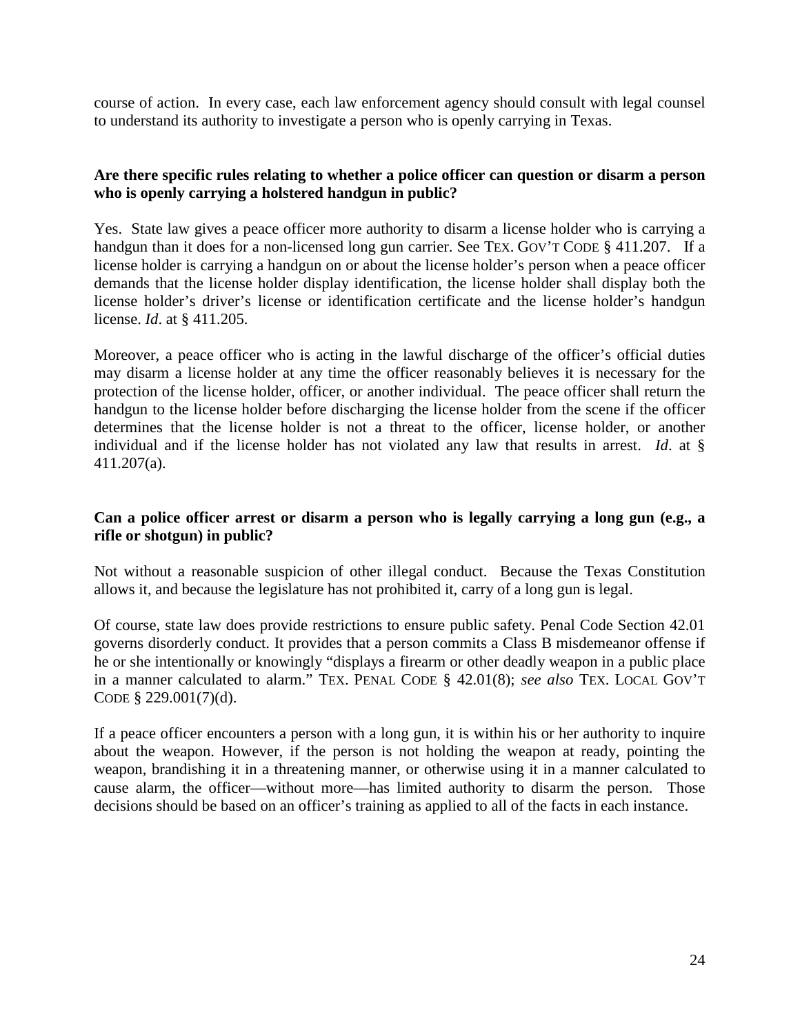course of action. In every case, each law enforcement agency should consult with legal counsel to understand its authority to investigate a person who is openly carrying in Texas.

**Are there specific rules relating to whether a police officer can question or disarm a person who is openly carrying a holstered handgun in public?**

Yes. State law gives a peace officer more authority to disarm a license holder who is carrying a handgun than it does for a non-licensed long gun carrier. See TEX. GOV'T CODE § 411.207. If a license holder is carrying a handgun on or about the license holder's person when a peace officer demands that the license holder display identification, the license holder shall display both the license holder's driver's license or identification certificate and the license holder's handgun license. *Id*. at § 411.205.

Moreover, a peace officer who is acting in the lawful discharge of the officer's official duties may disarm a license holder at any time the officer reasonably believes it is necessary for the protection of the license holder, officer, or another individual. The peace officer shall return the handgun to the license holder before discharging the license holder from the scene if the officer determines that the license holder is not a threat to the officer, license holder, or another individual and if the license holder has not violated any law that results in arrest. *Id*. at § 411.207(a).

**Can a police officer arrest or disarm a person who is legally carrying a long gun (e.g., a rifle or shotgun) in public?**

Not without a reasonable suspicion of other illegal conduct. Because the Texas Constitution allows it, and because the legislature has not prohibited it, carry of a long gun is legal.

Of course, state law does provide restrictions to ensure public safety. Penal Code Section 42.01 governs disorderly conduct. It provides that a person commits a Class B misdemeanor offense if he or she intentionally or knowingly "displays a firearm or other deadly weapon in a public place in a manner calculated to alarm." TEX. PENAL CODE § 42.01(8); *see also* TEX. LOCAL GOV'T CODE § 229.001(7)(d).

If a peace officer encounters a person with a long gun, it is within his or her authority to inquire about the weapon. However, if the person is not holding the weapon at ready, pointing the weapon, brandishing it in a threatening manner, or otherwise using it in a manner calculated to cause alarm, the officer—without more—has limited authority to disarm the person. Those decisions should be based on an officer's training as applied to all of the facts in each instance.